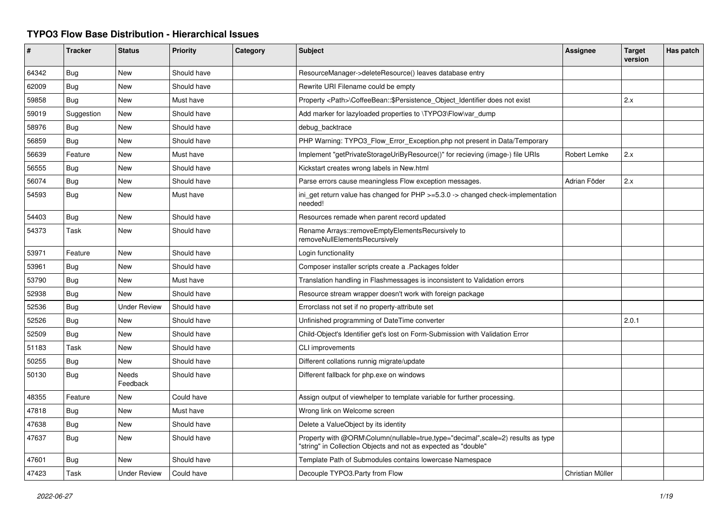# TYPO3 Flow Base Distribution - Hierarchical Issues

| # | Tracker | Status | Priority | Category | Subject | Assignee | Target version | Has patch |
|---|---|---|---|---|---|---|---|---|
| 64342 | Bug | New | Should have | | ResourceManager->deleteResource() leaves database entry | | | |
| 62009 | Bug | New | Should have | | Rewrite URI Filename could be empty | | | |
| 59858 | Bug | New | Must have | | Property <Path>\CoffeeBean::$Persistence_Object_Identifier does not exist | | 2.x | |
| 59019 | Suggestion | New | Should have | | Add marker for lazyloaded properties to \TYPO3\Flow\var_dump | | | |
| 58976 | Bug | New | Should have | | debug_backtrace | | | |
| 56859 | Bug | New | Should have | | PHP Warning: TYPO3_Flow_Error_Exception.php not present in Data/Temporary | | | |
| 56639 | Feature | New | Must have | | Implement "getPrivateStorageUriByResource()" for recieving (image-) file URIs | Robert Lemke | 2.x | |
| 56555 | Bug | New | Should have | | Kickstart creates wrong labels in New.html | | | |
| 56074 | Bug | New | Should have | | Parse errors cause meaningless Flow exception messages. | Adrian Föder | 2.x | |
| 54593 | Bug | New | Must have | | ini_get return value has changed for PHP >=5.3.0 -> changed check-implementation needed! | | | |
| 54403 | Bug | New | Should have | | Resources remade when parent record updated | | | |
| 54373 | Task | New | Should have | | Rename Arrays::removeEmptyElementsRecursively to removeNullElementsRecursively | | | |
| 53971 | Feature | New | Should have | | Login functionality | | | |
| 53961 | Bug | New | Should have | | Composer installer scripts create a .Packages folder | | | |
| 53790 | Bug | New | Must have | | Translation handling in Flashmessages is inconsistent to Validation errors | | | |
| 52938 | Bug | New | Should have | | Resource stream wrapper doesn't work with foreign package | | | |
| 52536 | Bug | Under Review | Should have | | Errorclass not set if no property-attribute set | | | |
| 52526 | Bug | New | Should have | | Unfinished programming of DateTime converter | | 2.0.1 | |
| 52509 | Bug | New | Should have | | Child-Object's Identifier get's lost on Form-Submission with Validation Error | | | |
| 51183 | Task | New | Should have | | CLI improvements | | | |
| 50255 | Bug | New | Should have | | Different collations runnig migrate/update | | | |
| 50130 | Bug | Needs Feedback | Should have | | Different fallback for php.exe on windows | | | |
| 48355 | Feature | New | Could have | | Assign output of viewhelper to template variable for further processing. | | | |
| 47818 | Bug | New | Must have | | Wrong link on Welcome screen | | | |
| 47638 | Bug | New | Should have | | Delete a ValueObject by its identity | | | |
| 47637 | Bug | New | Should have | | Property with @ORM\Column(nullable=true,type="decimal",scale=2) results as type "string" in Collection Objects and not as expected as "double" | | | |
| 47601 | Bug | New | Should have | | Template Path of Submodules contains lowercase Namespace | | | |
| 47423 | Task | Under Review | Could have | | Decouple TYPO3.Party from Flow | Christian Müller | | |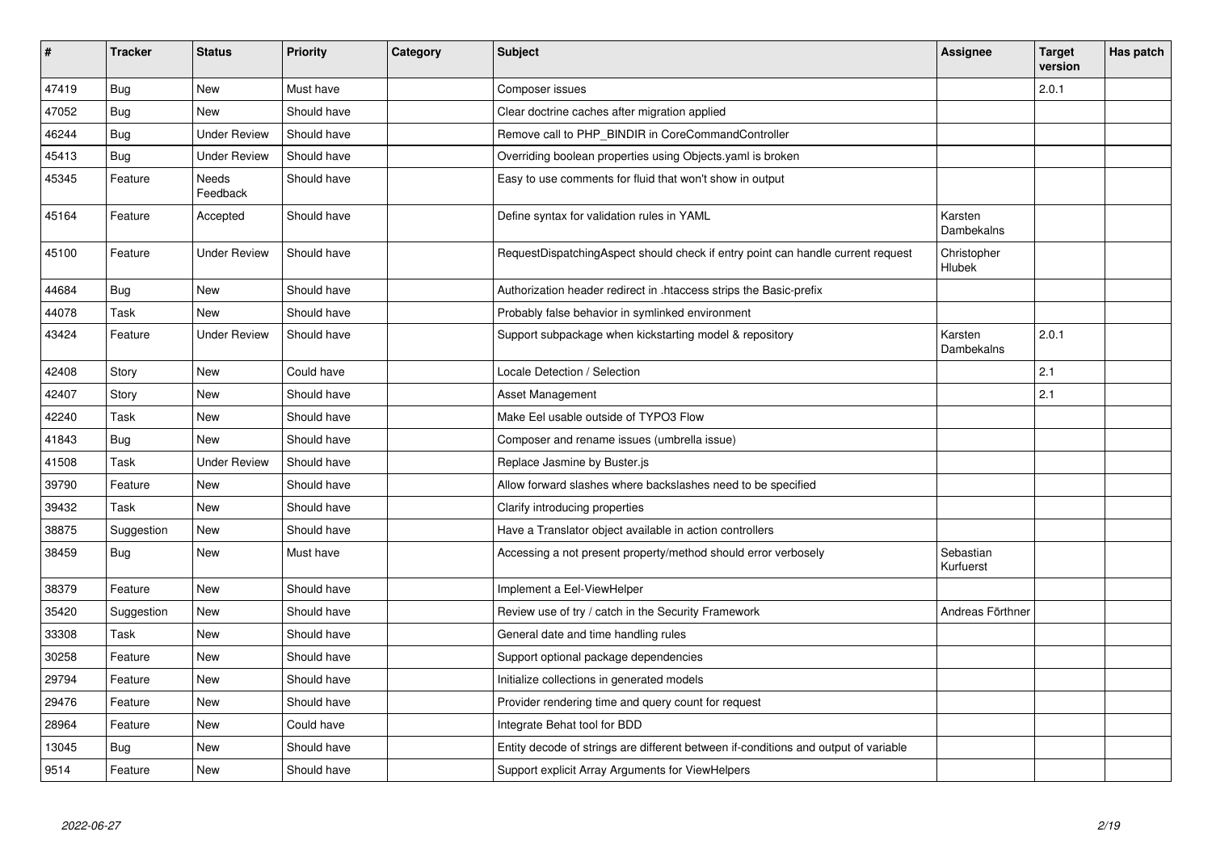| # | Tracker | Status | Priority | Category | Subject | Assignee | Target version | Has patch |
|---|---|---|---|---|---|---|---|---|
| 47419 | Bug | New | Must have | | Composer issues | | 2.0.1 | |
| 47052 | Bug | New | Should have | | Clear doctrine caches after migration applied | | | |
| 46244 | Bug | Under Review | Should have | | Remove call to PHP_BINDIR in CoreCommandController | | | |
| 45413 | Bug | Under Review | Should have | | Overriding boolean properties using Objects.yaml is broken | | | |
| 45345 | Feature | Needs Feedback | Should have | | Easy to use comments for fluid that won't show in output | | | |
| 45164 | Feature | Accepted | Should have | | Define syntax for validation rules in YAML | Karsten Dambekalns | | |
| 45100 | Feature | Under Review | Should have | | RequestDispatchingAspect should check if entry point can handle current request | Christopher Hlubek | | |
| 44684 | Bug | New | Should have | | Authorization header redirect in .htaccess strips the Basic-prefix | | | |
| 44078 | Task | New | Should have | | Probably false behavior in symlinked environment | | | |
| 43424 | Feature | Under Review | Should have | | Support subpackage when kickstarting model & repository | Karsten Dambekalns | 2.0.1 | |
| 42408 | Story | New | Could have | | Locale Detection / Selection | | 2.1 | |
| 42407 | Story | New | Should have | | Asset Management | | 2.1 | |
| 42240 | Task | New | Should have | | Make Eel usable outside of TYPO3 Flow | | | |
| 41843 | Bug | New | Should have | | Composer and rename issues (umbrella issue) | | | |
| 41508 | Task | Under Review | Should have | | Replace Jasmine by Buster.js | | | |
| 39790 | Feature | New | Should have | | Allow forward slashes where backslashes need to be specified | | | |
| 39432 | Task | New | Should have | | Clarify introducing properties | | | |
| 38875 | Suggestion | New | Should have | | Have a Translator object available in action controllers | | | |
| 38459 | Bug | New | Must have | | Accessing a not present property/method should error verbosely | Sebastian Kurfuerst | | |
| 38379 | Feature | New | Should have | | Implement a Eel-ViewHelper | | | |
| 35420 | Suggestion | New | Should have | | Review use of try / catch in the Security Framework | Andreas Förthner | | |
| 33308 | Task | New | Should have | | General date and time handling rules | | | |
| 30258 | Feature | New | Should have | | Support optional package dependencies | | | |
| 29794 | Feature | New | Should have | | Initialize collections in generated models | | | |
| 29476 | Feature | New | Should have | | Provider rendering time and query count for request | | | |
| 28964 | Feature | New | Could have | | Integrate Behat tool for BDD | | | |
| 13045 | Bug | New | Should have | | Entity decode of strings are different between if-conditions and output of variable | | | |
| 9514 | Feature | New | Should have | | Support explicit Array Arguments for ViewHelpers | | | |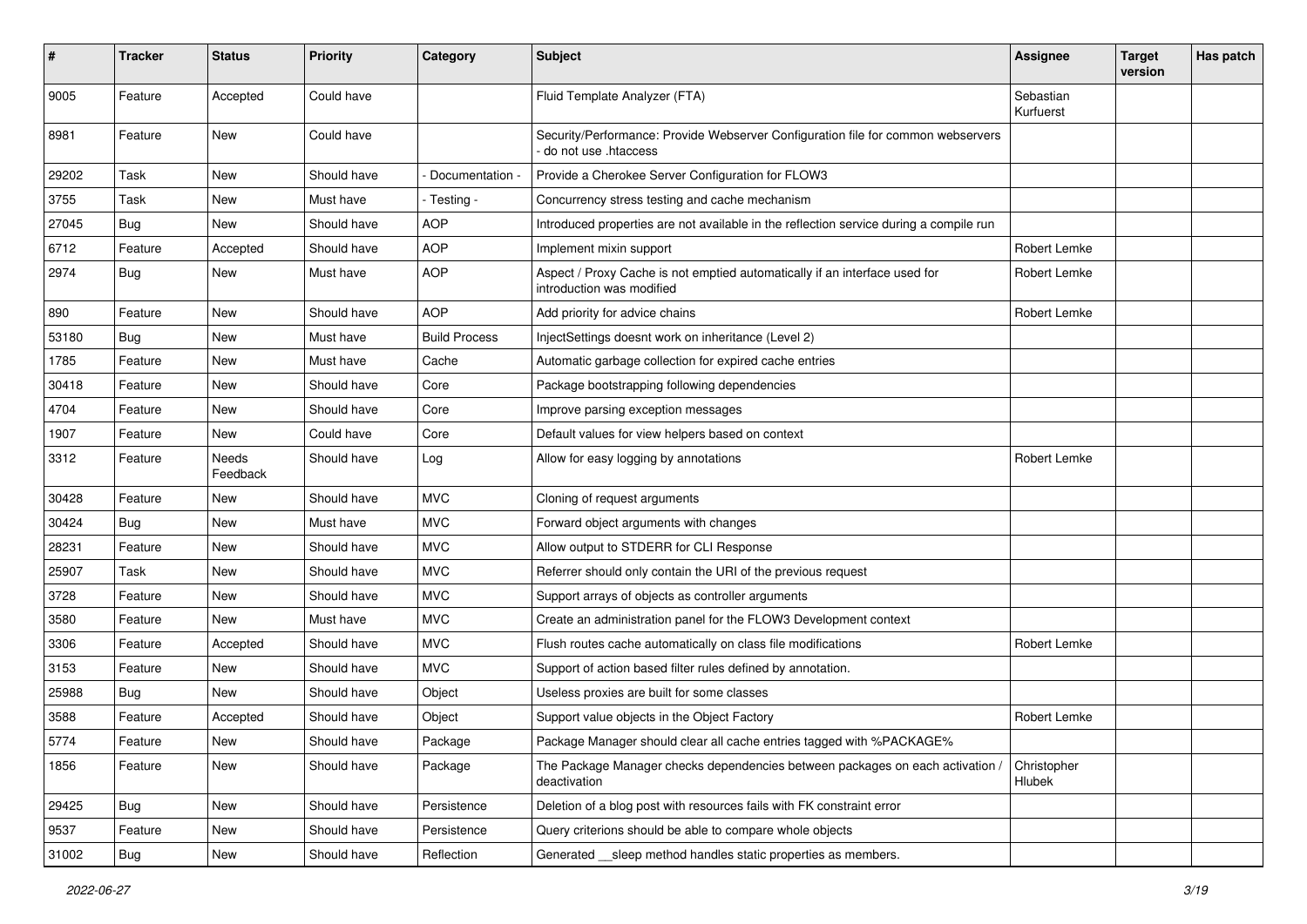| # | Tracker | Status | Priority | Category | Subject | Assignee | Target version | Has patch |
|---|---|---|---|---|---|---|---|---|
| 9005 | Feature | Accepted | Could have | | Fluid Template Analyzer (FTA) | Sebastian Kurfuerst | | |
| 8981 | Feature | New | Could have | | Security/Performance: Provide Webserver Configuration file for common webservers - do not use .htaccess | | | |
| 29202 | Task | New | Should have | - Documentation - | Provide a Cherokee Server Configuration for FLOW3 | | | |
| 3755 | Task | New | Must have | - Testing - | Concurrency stress testing and cache mechanism | | | |
| 27045 | Bug | New | Should have | AOP | Introduced properties are not available in the reflection service during a compile run | | | |
| 6712 | Feature | Accepted | Should have | AOP | Implement mixin support | Robert Lemke | | |
| 2974 | Bug | New | Must have | AOP | Aspect / Proxy Cache is not emptied automatically if an interface used for introduction was modified | Robert Lemke | | |
| 890 | Feature | New | Should have | AOP | Add priority for advice chains | Robert Lemke | | |
| 53180 | Bug | New | Must have | Build Process | InjectSettings doesnt work on inheritance (Level 2) | | | |
| 1785 | Feature | New | Must have | Cache | Automatic garbage collection for expired cache entries | | | |
| 30418 | Feature | New | Should have | Core | Package bootstrapping following dependencies | | | |
| 4704 | Feature | New | Should have | Core | Improve parsing exception messages | | | |
| 1907 | Feature | New | Could have | Core | Default values for view helpers based on context | | | |
| 3312 | Feature | Needs Feedback | Should have | Log | Allow for easy logging by annotations | Robert Lemke | | |
| 30428 | Feature | New | Should have | MVC | Cloning of request arguments | | | |
| 30424 | Bug | New | Must have | MVC | Forward object arguments with changes | | | |
| 28231 | Feature | New | Should have | MVC | Allow output to STDERR for CLI Response | | | |
| 25907 | Task | New | Should have | MVC | Referrer should only contain the URI of the previous request | | | |
| 3728 | Feature | New | Should have | MVC | Support arrays of objects as controller arguments | | | |
| 3580 | Feature | New | Must have | MVC | Create an administration panel for the FLOW3 Development context | | | |
| 3306 | Feature | Accepted | Should have | MVC | Flush routes cache automatically on class file modifications | Robert Lemke | | |
| 3153 | Feature | New | Should have | MVC | Support of action based filter rules defined by annotation. | | | |
| 25988 | Bug | New | Should have | Object | Useless proxies are built for some classes | | | |
| 3588 | Feature | Accepted | Should have | Object | Support value objects in the Object Factory | Robert Lemke | | |
| 5774 | Feature | New | Should have | Package | Package Manager should clear all cache entries tagged with %PACKAGE% | | | |
| 1856 | Feature | New | Should have | Package | The Package Manager checks dependencies between packages on each activation / deactivation | Christopher Hlubek | | |
| 29425 | Bug | New | Should have | Persistence | Deletion of a blog post with resources fails with FK constraint error | | | |
| 9537 | Feature | New | Should have | Persistence | Query criterions should be able to compare whole objects | | | |
| 31002 | Bug | New | Should have | Reflection | Generated __sleep method handles static properties as members. | | | |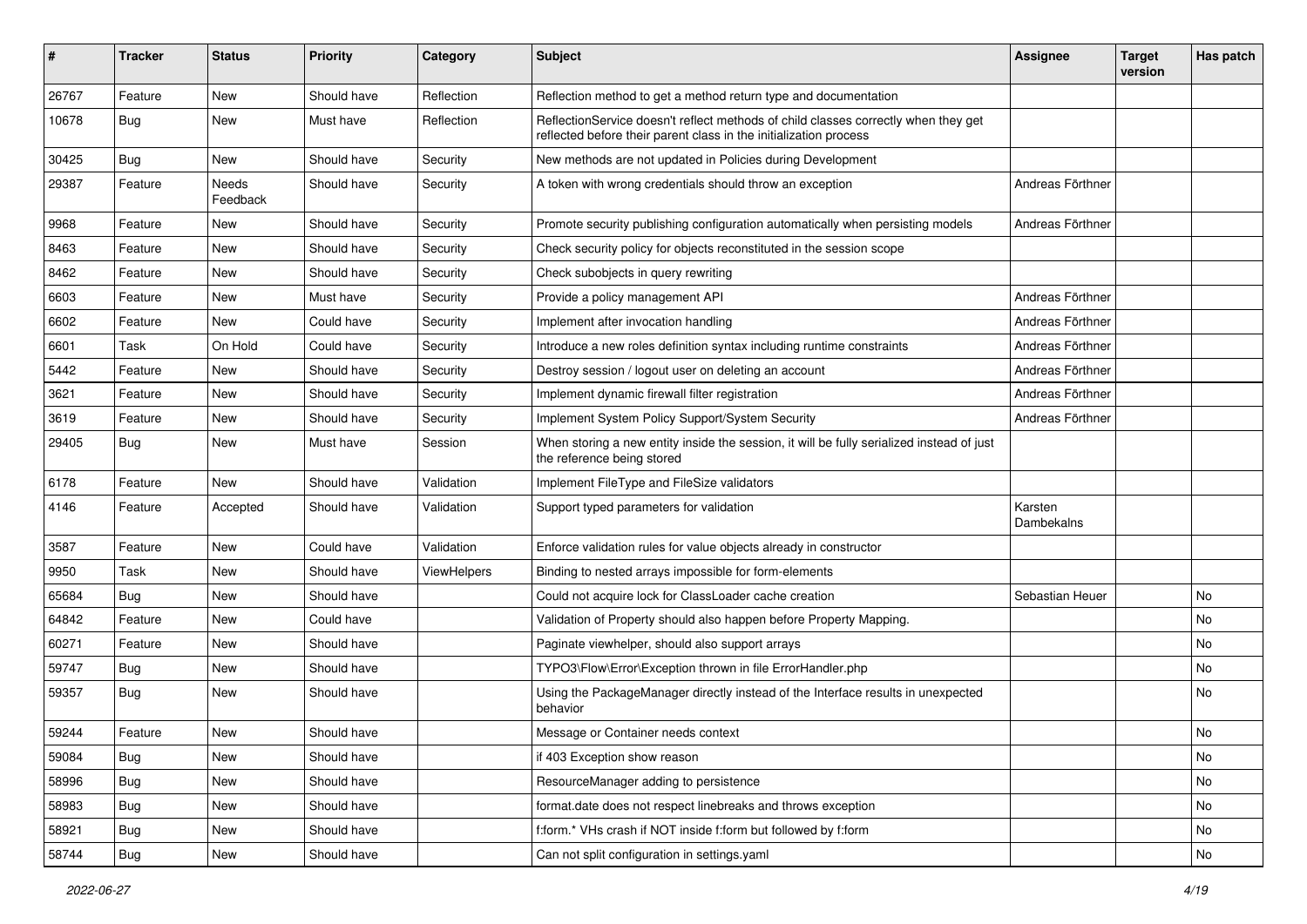| # | Tracker | Status | Priority | Category | Subject | Assignee | Target version | Has patch |
|---|---|---|---|---|---|---|---|---|
| 26767 | Feature | New | Should have | Reflection | Reflection method to get a method return type and documentation | | | |
| 10678 | Bug | New | Must have | Reflection | ReflectionService doesn't reflect methods of child classes correctly when they get reflected before their parent class in the initialization process | | | |
| 30425 | Bug | New | Should have | Security | New methods are not updated in Policies during Development | | | |
| 29387 | Feature | Needs Feedback | Should have | Security | A token with wrong credentials should throw an exception | Andreas Förthner | | |
| 9968 | Feature | New | Should have | Security | Promote security publishing configuration automatically when persisting models | Andreas Förthner | | |
| 8463 | Feature | New | Should have | Security | Check security policy for objects reconstituted in the session scope | | | |
| 8462 | Feature | New | Should have | Security | Check subobjects in query rewriting | | | |
| 6603 | Feature | New | Must have | Security | Provide a policy management API | Andreas Förthner | | |
| 6602 | Feature | New | Could have | Security | Implement after invocation handling | Andreas Förthner | | |
| 6601 | Task | On Hold | Could have | Security | Introduce a new roles definition syntax including runtime constraints | Andreas Förthner | | |
| 5442 | Feature | New | Should have | Security | Destroy session / logout user on deleting an account | Andreas Förthner | | |
| 3621 | Feature | New | Should have | Security | Implement dynamic firewall filter registration | Andreas Förthner | | |
| 3619 | Feature | New | Should have | Security | Implement System Policy Support/System Security | Andreas Förthner | | |
| 29405 | Bug | New | Must have | Session | When storing a new entity inside the session, it will be fully serialized instead of just the reference being stored | | | |
| 6178 | Feature | New | Should have | Validation | Implement FileType and FileSize validators | | | |
| 4146 | Feature | Accepted | Should have | Validation | Support typed parameters for validation | Karsten Dambekalns | | |
| 3587 | Feature | New | Could have | Validation | Enforce validation rules for value objects already in constructor | | | |
| 9950 | Task | New | Should have | ViewHelpers | Binding to nested arrays impossible for form-elements | | | |
| 65684 | Bug | New | Should have | | Could not acquire lock for ClassLoader cache creation | Sebastian Heuer | | No |
| 64842 | Feature | New | Could have | | Validation of Property should also happen before Property Mapping. | | | No |
| 60271 | Feature | New | Should have | | Paginate viewhelper, should also support arrays | | | No |
| 59747 | Bug | New | Should have | | TYPO3\Flow\Error\Exception thrown in file ErrorHandler.php | | | No |
| 59357 | Bug | New | Should have | | Using the PackageManager directly instead of the Interface results in unexpected behavior | | | No |
| 59244 | Feature | New | Should have | | Message or Container needs context | | | No |
| 59084 | Bug | New | Should have | | if 403 Exception show reason | | | No |
| 58996 | Bug | New | Should have | | ResourceManager adding to persistence | | | No |
| 58983 | Bug | New | Should have | | format.date does not respect linebreaks and throws exception | | | No |
| 58921 | Bug | New | Should have | | f:form.* VHs crash if NOT inside f:form but followed by f:form | | | No |
| 58744 | Bug | New | Should have | | Can not split configuration in settings.yaml | | | No |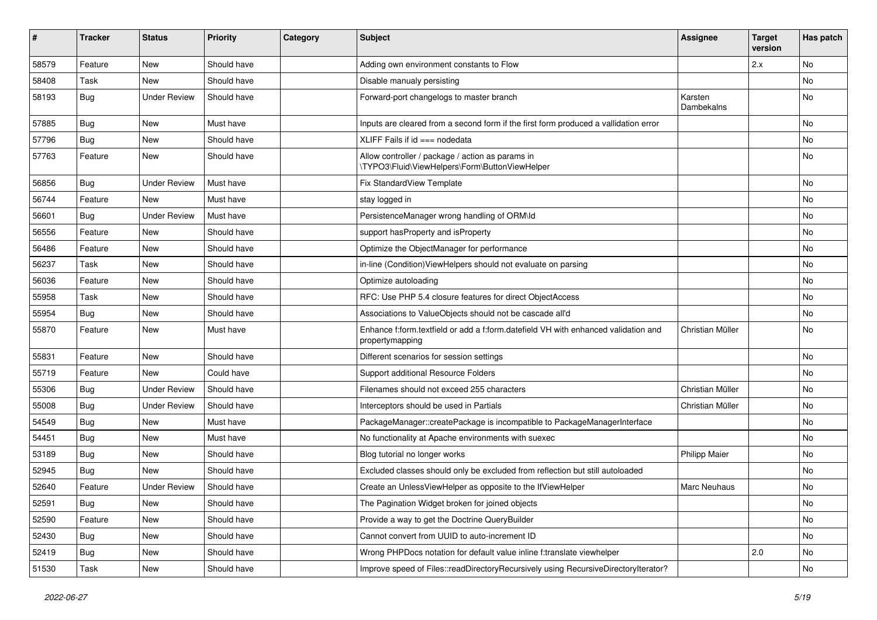| # | Tracker | Status | Priority | Category | Subject | Assignee | Target version | Has patch |
|---|---|---|---|---|---|---|---|---|
| 58579 | Feature | New | Should have | | Adding own environment constants to Flow | | 2.x | No |
| 58408 | Task | New | Should have | | Disable manualy persisting | | | No |
| 58193 | Bug | Under Review | Should have | | Forward-port changelogs to master branch | Karsten Dambekalns | | No |
| 57885 | Bug | New | Must have | | Inputs are cleared from a second form if the first form produced a vallidation error | | | No |
| 57796 | Bug | New | Should have | | XLIFF Fails if id === nodedata | | | No |
| 57763 | Feature | New | Should have | | Allow controller / package / action as params in \TYPO3\Fluid\ViewHelpers\Form\ButtonViewHelper | | | No |
| 56856 | Bug | Under Review | Must have | | Fix StandardView Template | | | No |
| 56744 | Feature | New | Must have | | stay logged in | | | No |
| 56601 | Bug | Under Review | Must have | | PersistenceManager wrong handling of ORM\Id | | | No |
| 56556 | Feature | New | Should have | | support hasProperty and isProperty | | | No |
| 56486 | Feature | New | Should have | | Optimize the ObjectManager for performance | | | No |
| 56237 | Task | New | Should have | | in-line (Condition)ViewHelpers should not evaluate on parsing | | | No |
| 56036 | Feature | New | Should have | | Optimize autoloading | | | No |
| 55958 | Task | New | Should have | | RFC: Use PHP 5.4 closure features for direct ObjectAccess | | | No |
| 55954 | Bug | New | Should have | | Associations to ValueObjects should not be cascade all'd | | | No |
| 55870 | Feature | New | Must have | | Enhance f:form.textfield or add a f:form.datefield VH with enhanced validation and propertymapping | Christian Müller | | No |
| 55831 | Feature | New | Should have | | Different scenarios for session settings | | | No |
| 55719 | Feature | New | Could have | | Support additional Resource Folders | | | No |
| 55306 | Bug | Under Review | Should have | | Filenames should not exceed 255 characters | Christian Müller | | No |
| 55008 | Bug | Under Review | Should have | | Interceptors should be used in Partials | Christian Müller | | No |
| 54549 | Bug | New | Must have | | PackageManager::createPackage is incompatible to PackageManagerInterface | | | No |
| 54451 | Bug | New | Must have | | No functionality at Apache environments with suexec | | | No |
| 53189 | Bug | New | Should have | | Blog tutorial no longer works | Philipp Maier | | No |
| 52945 | Bug | New | Should have | | Excluded classes should only be excluded from reflection but still autoloaded | | | No |
| 52640 | Feature | Under Review | Should have | | Create an UnlessViewHelper as opposite to the IfViewHelper | Marc Neuhaus | | No |
| 52591 | Bug | New | Should have | | The Pagination Widget broken for joined objects | | | No |
| 52590 | Feature | New | Should have | | Provide a way to get the Doctrine QueryBuilder | | | No |
| 52430 | Bug | New | Should have | | Cannot convert from UUID to auto-increment ID | | | No |
| 52419 | Bug | New | Should have | | Wrong PHPDocs notation for default value inline f:translate viewhelper | | 2.0 | No |
| 51530 | Task | New | Should have | | Improve speed of Files::readDirectoryRecursively using RecursiveDirectoryIterator? | | | No |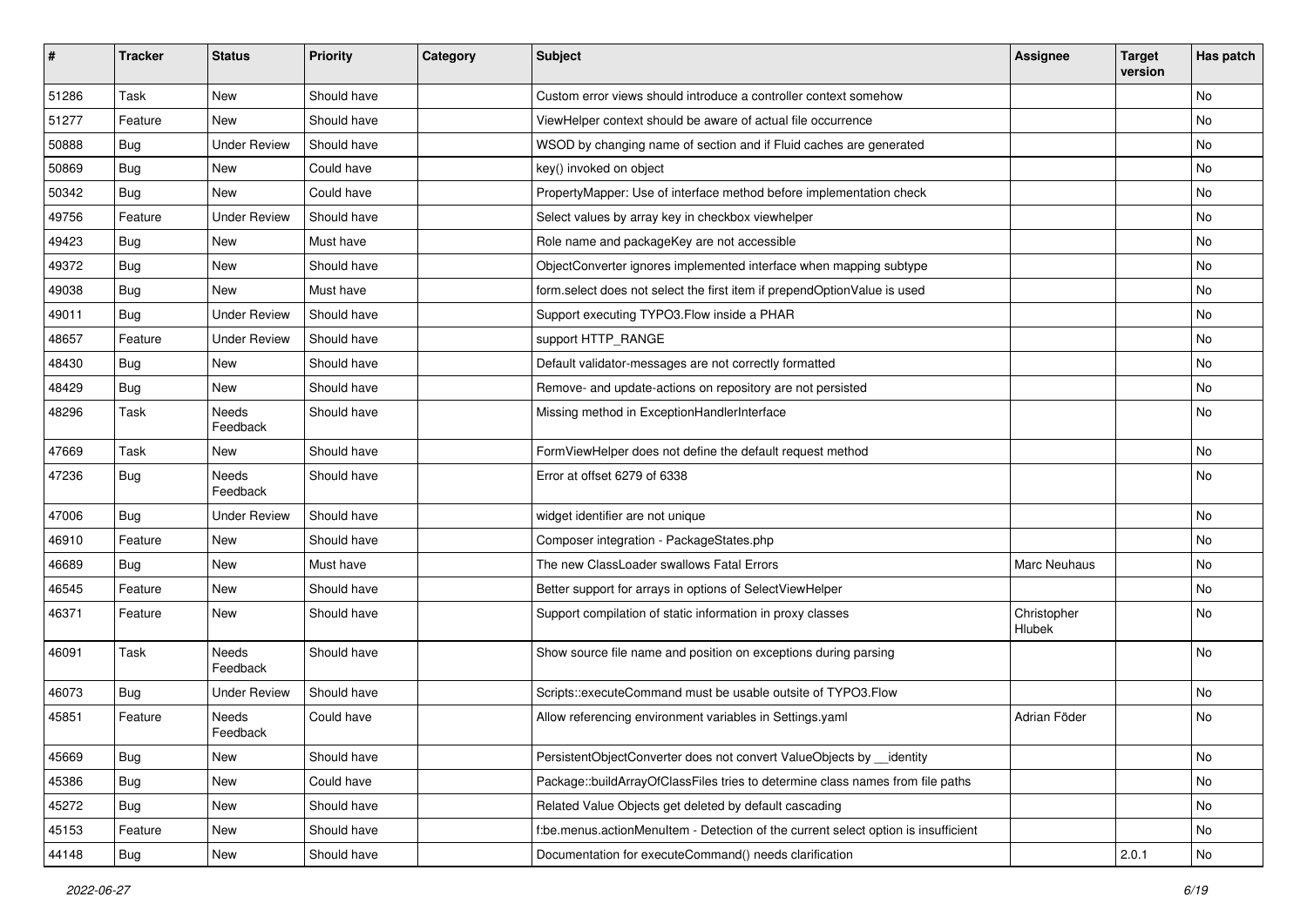| # | Tracker | Status | Priority | Category | Subject | Assignee | Target version | Has patch |
|---|---|---|---|---|---|---|---|---|
| 51286 | Task | New | Should have | | Custom error views should introduce a controller context somehow | | | No |
| 51277 | Feature | New | Should have | | ViewHelper context should be aware of actual file occurrence | | | No |
| 50888 | Bug | Under Review | Should have | | WSOD by changing name of section and if Fluid caches are generated | | | No |
| 50869 | Bug | New | Could have | | key() invoked on object | | | No |
| 50342 | Bug | New | Could have | | PropertyMapper: Use of interface method before implementation check | | | No |
| 49756 | Feature | Under Review | Should have | | Select values by array key in checkbox viewhelper | | | No |
| 49423 | Bug | New | Must have | | Role name and packageKey are not accessible | | | No |
| 49372 | Bug | New | Should have | | ObjectConverter ignores implemented interface when mapping subtype | | | No |
| 49038 | Bug | New | Must have | | form.select does not select the first item if prependOptionValue is used | | | No |
| 49011 | Bug | Under Review | Should have | | Support executing TYPO3.Flow inside a PHAR | | | No |
| 48657 | Feature | Under Review | Should have | | support HTTP_RANGE | | | No |
| 48430 | Bug | New | Should have | | Default validator-messages are not correctly formatted | | | No |
| 48429 | Bug | New | Should have | | Remove- and update-actions on repository are not persisted | | | No |
| 48296 | Task | Needs Feedback | Should have | | Missing method in ExceptionHandlerInterface | | | No |
| 47669 | Task | New | Should have | | FormViewHelper does not define the default request method | | | No |
| 47236 | Bug | Needs Feedback | Should have | | Error at offset 6279 of 6338 | | | No |
| 47006 | Bug | Under Review | Should have | | widget identifier are not unique | | | No |
| 46910 | Feature | New | Should have | | Composer integration - PackageStates.php | | | No |
| 46689 | Bug | New | Must have | | The new ClassLoader swallows Fatal Errors | Marc Neuhaus | | No |
| 46545 | Feature | New | Should have | | Better support for arrays in options of SelectViewHelper | | | No |
| 46371 | Feature | New | Should have | | Support compilation of static information in proxy classes | Christopher Hlubek | | No |
| 46091 | Task | Needs Feedback | Should have | | Show source file name and position on exceptions during parsing | | | No |
| 46073 | Bug | Under Review | Should have | | Scripts::executeCommand must be usable outsite of TYPO3.Flow | | | No |
| 45851 | Feature | Needs Feedback | Could have | | Allow referencing environment variables in Settings.yaml | Adrian Föder | | No |
| 45669 | Bug | New | Should have | | PersistentObjectConverter does not convert ValueObjects by __identity | | | No |
| 45386 | Bug | New | Could have | | Package::buildArrayOfClassFiles tries to determine class names from file paths | | | No |
| 45272 | Bug | New | Should have | | Related Value Objects get deleted by default cascading | | | No |
| 45153 | Feature | New | Should have | | f:be.menus.actionMenuItem - Detection of the current select option is insufficient | | | No |
| 44148 | Bug | New | Should have | | Documentation for executeCommand() needs clarification | | 2.0.1 | No |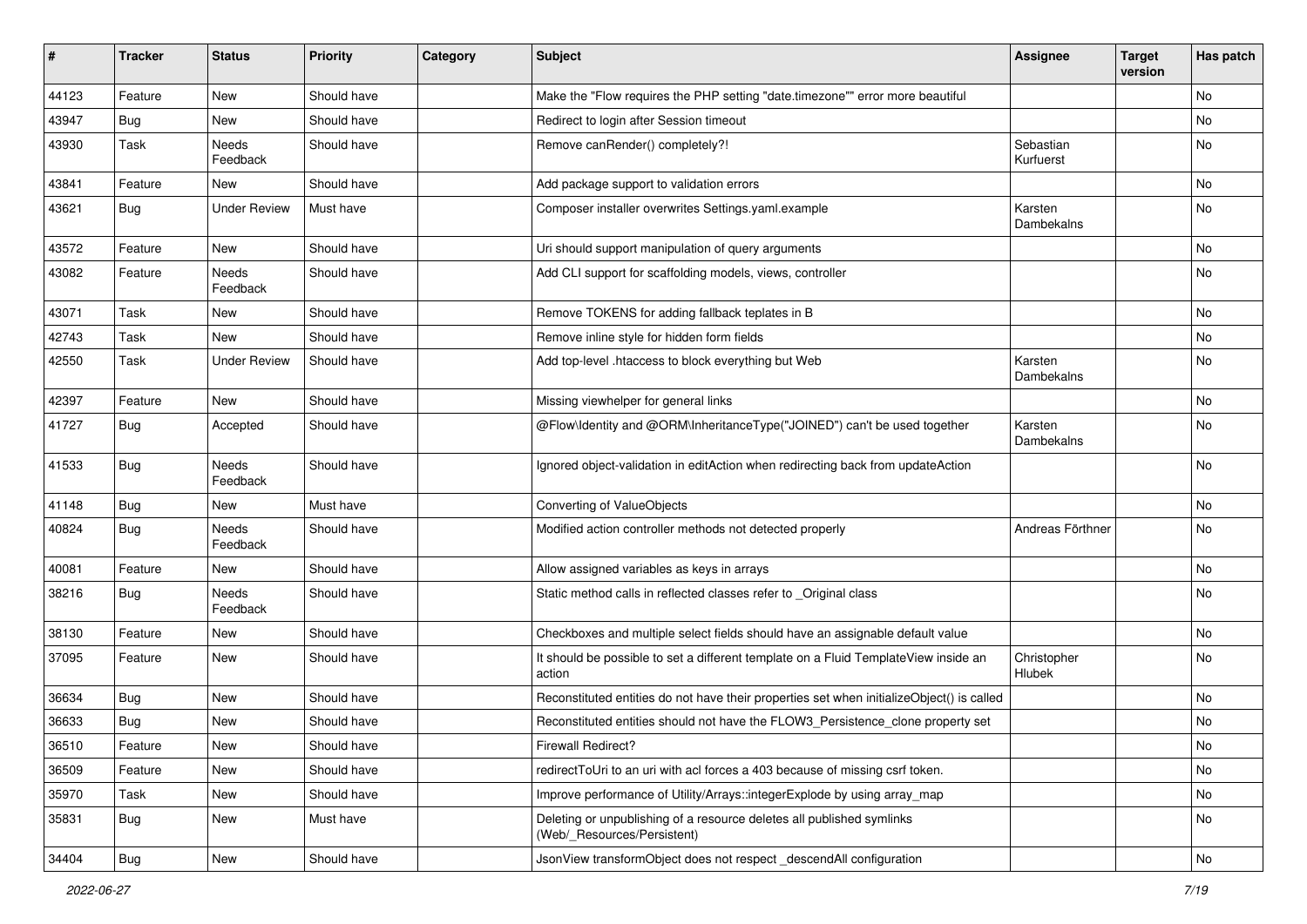| # | Tracker | Status | Priority | Category | Subject | Assignee | Target version | Has patch |
|---|---|---|---|---|---|---|---|---|
| 44123 | Feature | New | Should have | | Make the "Flow requires the PHP setting "date.timezone"" error more beautiful | | | No |
| 43947 | Bug | New | Should have | | Redirect to login after Session timeout | | | No |
| 43930 | Task | Needs Feedback | Should have | | Remove canRender() completely?! | Sebastian Kurfuerst | | No |
| 43841 | Feature | New | Should have | | Add package support to validation errors | | | No |
| 43621 | Bug | Under Review | Must have | | Composer installer overwrites Settings.yaml.example | Karsten Dambekalns | | No |
| 43572 | Feature | New | Should have | | Uri should support manipulation of query arguments | | | No |
| 43082 | Feature | Needs Feedback | Should have | | Add CLI support for scaffolding models, views, controller | | | No |
| 43071 | Task | New | Should have | | Remove TOKENS for adding fallback teplates in B | | | No |
| 42743 | Task | New | Should have | | Remove inline style for hidden form fields | | | No |
| 42550 | Task | Under Review | Should have | | Add top-level .htaccess to block everything but Web | Karsten Dambekalns | | No |
| 42397 | Feature | New | Should have | | Missing viewhelper for general links | | | No |
| 41727 | Bug | Accepted | Should have | | @Flow\Identity and @ORM\InheritanceType("JOINED") can't be used together | Karsten Dambekalns | | No |
| 41533 | Bug | Needs Feedback | Should have | | Ignored object-validation in editAction when redirecting back from updateAction | | | No |
| 41148 | Bug | New | Must have | | Converting of ValueObjects | | | No |
| 40824 | Bug | Needs Feedback | Should have | | Modified action controller methods not detected properly | Andreas Förthner | | No |
| 40081 | Feature | New | Should have | | Allow assigned variables as keys in arrays | | | No |
| 38216 | Bug | Needs Feedback | Should have | | Static method calls in reflected classes refer to _Original class | | | No |
| 38130 | Feature | New | Should have | | Checkboxes and multiple select fields should have an assignable default value | | | No |
| 37095 | Feature | New | Should have | | It should be possible to set a different template on a Fluid TemplateView inside an action | Christopher Hlubek | | No |
| 36634 | Bug | New | Should have | | Reconstituted entities do not have their properties set when initializeObject() is called | | | No |
| 36633 | Bug | New | Should have | | Reconstituted entities should not have the FLOW3_Persistence_clone property set | | | No |
| 36510 | Feature | New | Should have | | Firewall Redirect? | | | No |
| 36509 | Feature | New | Should have | | redirectToUri to an uri with acl forces a 403 because of missing csrf token. | | | No |
| 35970 | Task | New | Should have | | Improve performance of Utility/Arrays::integerExplode by using array_map | | | No |
| 35831 | Bug | New | Must have | | Deleting or unpublishing of a resource deletes all published symlinks (Web/_Resources/Persistent) | | | No |
| 34404 | Bug | New | Should have | | JsonView transformObject does not respect _descendAll configuration | | | No |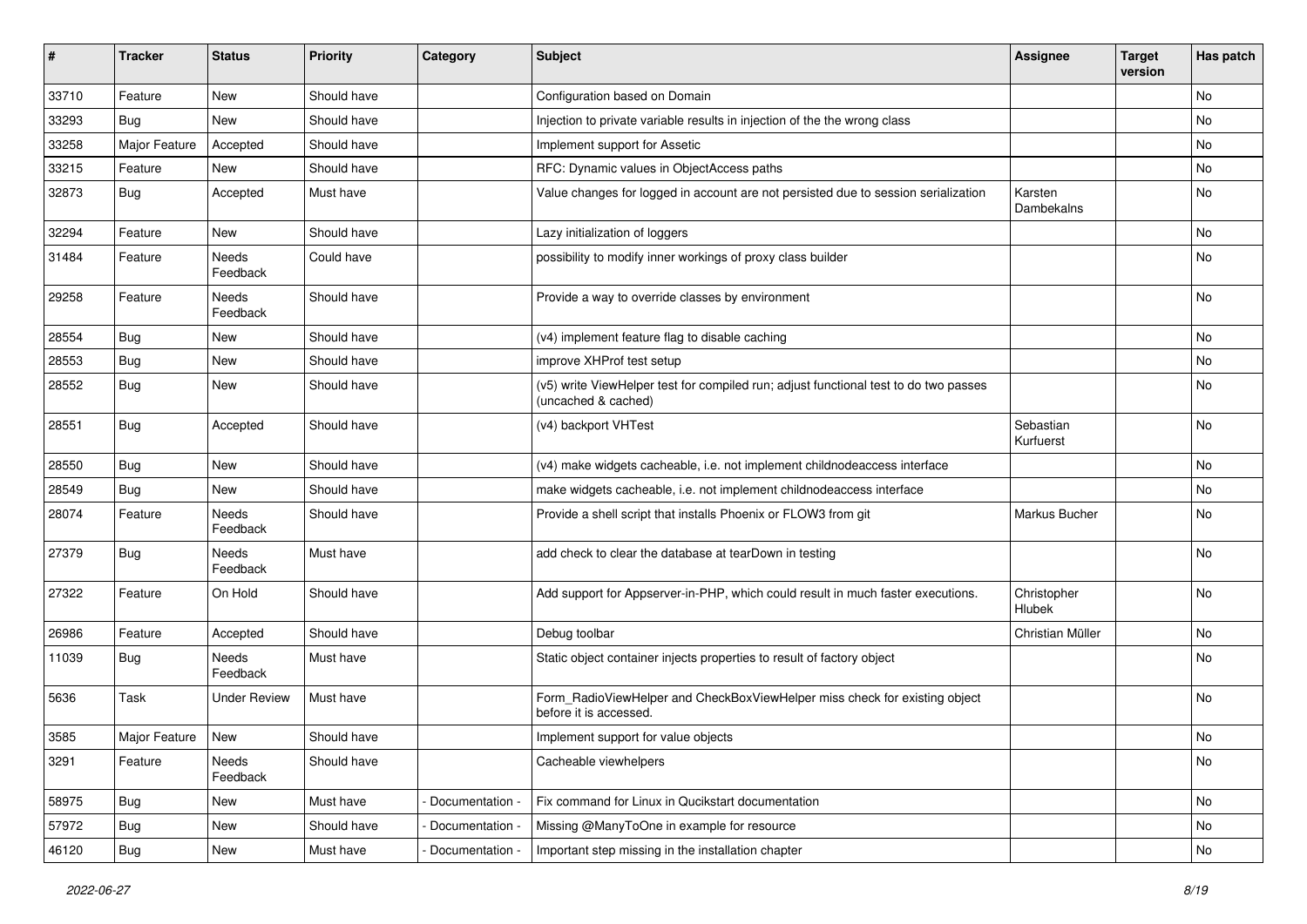| # | Tracker | Status | Priority | Category | Subject | Assignee | Target version | Has patch |
|---|---|---|---|---|---|---|---|---|
| 33710 | Feature | New | Should have | | Configuration based on Domain | | | No |
| 33293 | Bug | New | Should have | | Injection to private variable results in injection of the the wrong class | | | No |
| 33258 | Major Feature | Accepted | Should have | | Implement support for Assetic | | | No |
| 33215 | Feature | New | Should have | | RFC: Dynamic values in ObjectAccess paths | | | No |
| 32873 | Bug | Accepted | Must have | | Value changes for logged in account are not persisted due to session serialization | Karsten Dambekalns | | No |
| 32294 | Feature | New | Should have | | Lazy initialization of loggers | | | No |
| 31484 | Feature | Needs Feedback | Could have | | possibility to modify inner workings of proxy class builder | | | No |
| 29258 | Feature | Needs Feedback | Should have | | Provide a way to override classes by environment | | | No |
| 28554 | Bug | New | Should have | | (v4) implement feature flag to disable caching | | | No |
| 28553 | Bug | New | Should have | | improve XHProf test setup | | | No |
| 28552 | Bug | New | Should have | | (v5) write ViewHelper test for compiled run; adjust functional test to do two passes (uncached & cached) | | | No |
| 28551 | Bug | Accepted | Should have | | (v4) backport VHTest | Sebastian Kurfuerst | | No |
| 28550 | Bug | New | Should have | | (v4) make widgets cacheable, i.e. not implement childnodeaccess interface | | | No |
| 28549 | Bug | New | Should have | | make widgets cacheable, i.e. not implement childnodeaccess interface | | | No |
| 28074 | Feature | Needs Feedback | Should have | | Provide a shell script that installs Phoenix or FLOW3 from git | Markus Bucher | | No |
| 27379 | Bug | Needs Feedback | Must have | | add check to clear the database at tearDown in testing | | | No |
| 27322 | Feature | On Hold | Should have | | Add support for Appserver-in-PHP, which could result in much faster executions. | Christopher Hlubek | | No |
| 26986 | Feature | Accepted | Should have | | Debug toolbar | Christian Müller | | No |
| 11039 | Bug | Needs Feedback | Must have | | Static object container injects properties to result of factory object | | | No |
| 5636 | Task | Under Review | Must have | | Form_RadioViewHelper and CheckBoxViewHelper miss check for existing object before it is accessed. | | | No |
| 3585 | Major Feature | New | Should have | | Implement support for value objects | | | No |
| 3291 | Feature | Needs Feedback | Should have | | Cacheable viewhelpers | | | No |
| 58975 | Bug | New | Must have | - Documentation - | Fix command for Linux in Qucikstart documentation | | | No |
| 57972 | Bug | New | Should have | - Documentation - | Missing @ManyToOne in example for resource | | | No |
| 46120 | Bug | New | Must have | - Documentation - | Important step missing in the installation chapter | | | No |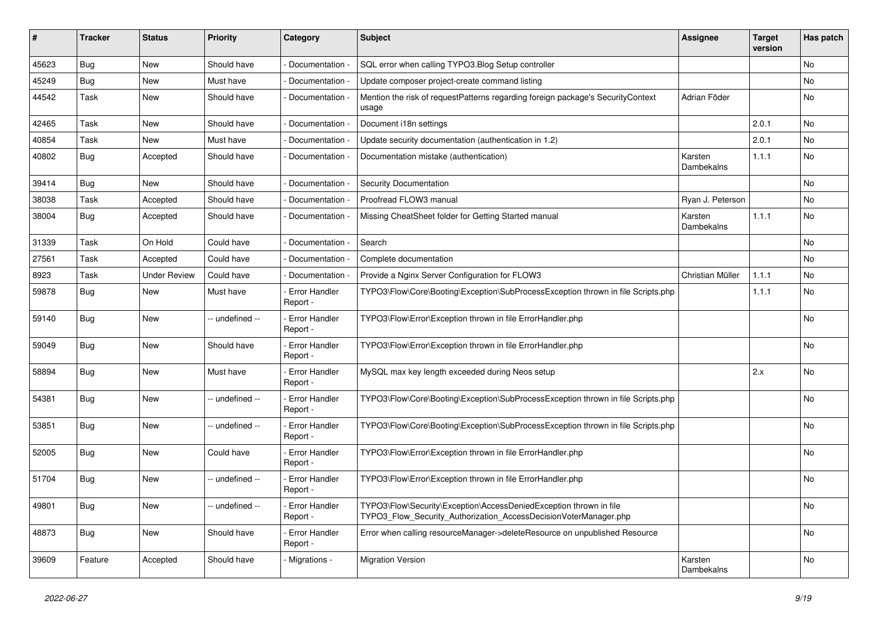| # | Tracker | Status | Priority | Category | Subject | Assignee | Target version | Has patch |
|---|---|---|---|---|---|---|---|---|
| 45623 | Bug | New | Should have | - Documentation - | SQL error when calling TYPO3.Blog Setup controller | | | No |
| 45249 | Bug | New | Must have | - Documentation - | Update composer project-create command listing | | | No |
| 44542 | Task | New | Should have | - Documentation - | Mention the risk of requestPatterns regarding foreign package's SecurityContext usage | Adrian Föder | | No |
| 42465 | Task | New | Should have | - Documentation - | Document i18n settings | | 2.0.1 | No |
| 40854 | Task | New | Must have | - Documentation - | Update security documentation (authentication in 1.2) | | 2.0.1 | No |
| 40802 | Bug | Accepted | Should have | - Documentation - | Documentation mistake (authentication) | Karsten Dambekalns | 1.1.1 | No |
| 39414 | Bug | New | Should have | - Documentation - | Security Documentation | | | No |
| 38038 | Task | Accepted | Should have | - Documentation - | Proofread FLOW3 manual | Ryan J. Peterson | | No |
| 38004 | Bug | Accepted | Should have | - Documentation - | Missing CheatSheet folder for Getting Started manual | Karsten Dambekalns | 1.1.1 | No |
| 31339 | Task | On Hold | Could have | - Documentation - | Search | | | No |
| 27561 | Task | Accepted | Could have | - Documentation - | Complete documentation | | | No |
| 8923 | Task | Under Review | Could have | - Documentation - | Provide a Nginx Server Configuration for FLOW3 | Christian Müller | 1.1.1 | No |
| 59878 | Bug | New | Must have | - Error Handler Report - | TYPO3\Flow\Core\Booting\Exception\SubProcessException thrown in file Scripts.php | | 1.1.1 | No |
| 59140 | Bug | New | -- undefined -- | - Error Handler Report - | TYPO3\Flow\Error\Exception thrown in file ErrorHandler.php | | | No |
| 59049 | Bug | New | Should have | - Error Handler Report - | TYPO3\Flow\Error\Exception thrown in file ErrorHandler.php | | | No |
| 58894 | Bug | New | Must have | - Error Handler Report - | MySQL max key length exceeded during Neos setup | | 2.x | No |
| 54381 | Bug | New | -- undefined -- | - Error Handler Report - | TYPO3\Flow\Core\Booting\Exception\SubProcessException thrown in file Scripts.php | | | No |
| 53851 | Bug | New | -- undefined -- | - Error Handler Report - | TYPO3\Flow\Core\Booting\Exception\SubProcessException thrown in file Scripts.php | | | No |
| 52005 | Bug | New | Could have | - Error Handler Report - | TYPO3\Flow\Error\Exception thrown in file ErrorHandler.php | | | No |
| 51704 | Bug | New | -- undefined -- | - Error Handler Report - | TYPO3\Flow\Error\Exception thrown in file ErrorHandler.php | | | No |
| 49801 | Bug | New | -- undefined -- | - Error Handler Report - | TYPO3\Flow\Security\Exception\AccessDeniedException thrown in file TYPO3_Flow_Security_Authorization_AccessDecisionVoterManager.php | | | No |
| 48873 | Bug | New | Should have | - Error Handler Report - | Error when calling resourceManager->deleteResource on unpublished Resource | | | No |
| 39609 | Feature | Accepted | Should have | - Migrations - | Migration Version | Karsten Dambekalns | | No |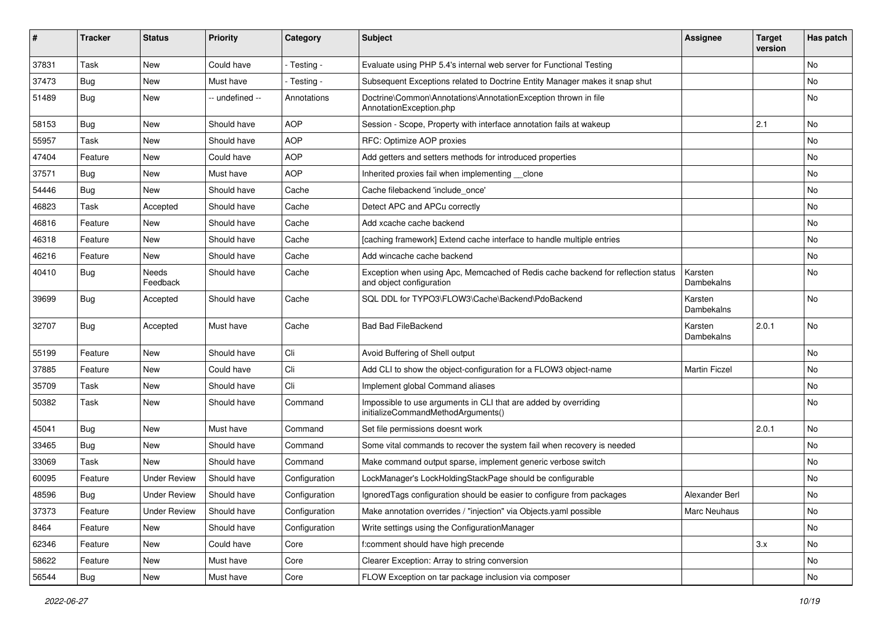| # | Tracker | Status | Priority | Category | Subject | Assignee | Target version | Has patch |
|---|---|---|---|---|---|---|---|---|
| 37831 | Task | New | Could have | - Testing - | Evaluate using PHP 5.4's internal web server for Functional Testing | | | No |
| 37473 | Bug | New | Must have | - Testing - | Subsequent Exceptions related to Doctrine Entity Manager makes it snap shut | | | No |
| 51489 | Bug | New | -- undefined -- | Annotations | Doctrine\Common\Annotations\AnnotationException thrown in file AnnotationException.php | | | No |
| 58153 | Bug | New | Should have | AOP | Session - Scope, Property with interface annotation fails at wakeup | | 2.1 | No |
| 55957 | Task | New | Should have | AOP | RFC: Optimize AOP proxies | | | No |
| 47404 | Feature | New | Could have | AOP | Add getters and setters methods for introduced properties | | | No |
| 37571 | Bug | New | Must have | AOP | Inherited proxies fail when implementing __clone | | | No |
| 54446 | Bug | New | Should have | Cache | Cache filebackend 'include_once' | | | No |
| 46823 | Task | Accepted | Should have | Cache | Detect APC and APCu correctly | | | No |
| 46816 | Feature | New | Should have | Cache | Add xcache cache backend | | | No |
| 46318 | Feature | New | Should have | Cache | [caching framework] Extend cache interface to handle multiple entries | | | No |
| 46216 | Feature | New | Should have | Cache | Add wincache cache backend | | | No |
| 40410 | Bug | Needs Feedback | Should have | Cache | Exception when using Apc, Memcached of Redis cache backend for reflection status and object configuration | Karsten Dambekalns | | No |
| 39699 | Bug | Accepted | Should have | Cache | SQL DDL for TYPO3\FLOW3\Cache\Backend\PdoBackend | Karsten Dambekalns | | No |
| 32707 | Bug | Accepted | Must have | Cache | Bad Bad FileBackend | Karsten Dambekalns | 2.0.1 | No |
| 55199 | Feature | New | Should have | Cli | Avoid Buffering of Shell output | | | No |
| 37885 | Feature | New | Could have | Cli | Add CLI to show the object-configuration for a FLOW3 object-name | Martin Ficzel | | No |
| 35709 | Task | New | Should have | Cli | Implement global Command aliases | | | No |
| 50382 | Task | New | Should have | Command | Impossible to use arguments in CLI that are added by overriding initializeCommandMethodArguments() | | | No |
| 45041 | Bug | New | Must have | Command | Set file permissions doesnt work | | 2.0.1 | No |
| 33465 | Bug | New | Should have | Command | Some vital commands to recover the system fail when recovery is needed | | | No |
| 33069 | Task | New | Should have | Command | Make command output sparse, implement generic verbose switch | | | No |
| 60095 | Feature | Under Review | Should have | Configuration | LockManager's LockHoldingStackPage should be configurable | | | No |
| 48596 | Bug | Under Review | Should have | Configuration | IgnoredTags configuration should be easier to configure from packages | Alexander Berl | | No |
| 37373 | Feature | Under Review | Should have | Configuration | Make annotation overrides / "injection" via Objects.yaml possible | Marc Neuhaus | | No |
| 8464 | Feature | New | Should have | Configuration | Write settings using the ConfigurationManager | | | No |
| 62346 | Feature | New | Could have | Core | f:comment should have high precende | | 3.x | No |
| 58622 | Feature | New | Must have | Core | Clearer Exception: Array to string conversion | | | No |
| 56544 | Bug | New | Must have | Core | FLOW Exception on tar package inclusion via composer | | | No |

2022-06-27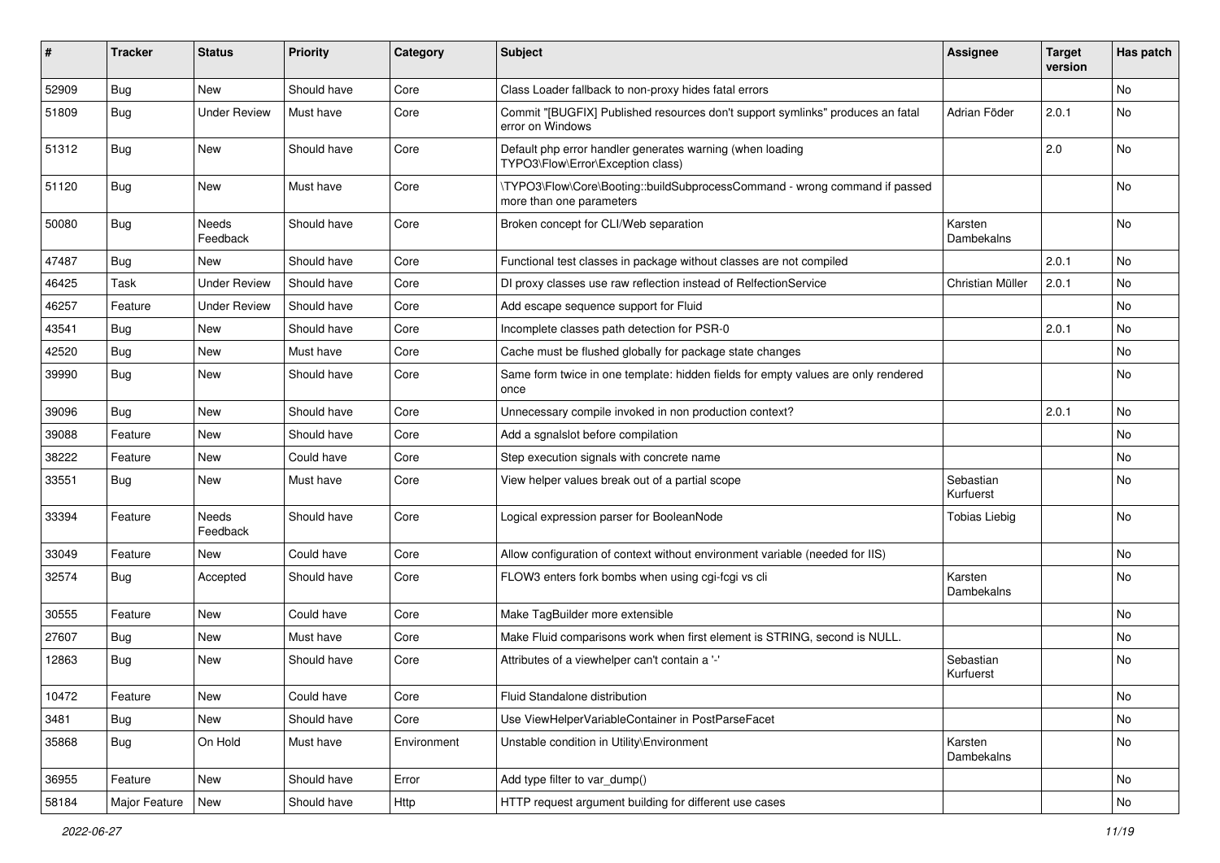| # | Tracker | Status | Priority | Category | Subject | Assignee | Target version | Has patch |
|---|---|---|---|---|---|---|---|---|
| 52909 | Bug | New | Should have | Core | Class Loader fallback to non-proxy hides fatal errors | | | No |
| 51809 | Bug | Under Review | Must have | Core | Commit "[BUGFIX] Published resources don't support symlinks" produces an fatal error on Windows | Adrian Föder | 2.0.1 | No |
| 51312 | Bug | New | Should have | Core | Default php error handler generates warning (when loading TYPO3\Flow\Error\Exception class) | | 2.0 | No |
| 51120 | Bug | New | Must have | Core | \TYPO3\Flow\Core\Booting::buildSubprocessCommand - wrong command if passed more than one parameters | | | No |
| 50080 | Bug | Needs Feedback | Should have | Core | Broken concept for CLI/Web separation | Karsten Dambekalns | | No |
| 47487 | Bug | New | Should have | Core | Functional test classes in package without classes are not compiled | | 2.0.1 | No |
| 46425 | Task | Under Review | Should have | Core | DI proxy classes use raw reflection instead of RelfectionService | Christian Müller | 2.0.1 | No |
| 46257 | Feature | Under Review | Should have | Core | Add escape sequence support for Fluid | | | No |
| 43541 | Bug | New | Should have | Core | Incomplete classes path detection for PSR-0 | | 2.0.1 | No |
| 42520 | Bug | New | Must have | Core | Cache must be flushed globally for package state changes | | | No |
| 39990 | Bug | New | Should have | Core | Same form twice in one template: hidden fields for empty values are only rendered once | | | No |
| 39096 | Bug | New | Should have | Core | Unnecessary compile invoked in non production context? | | 2.0.1 | No |
| 39088 | Feature | New | Should have | Core | Add a sgnalslot before compilation | | | No |
| 38222 | Feature | New | Could have | Core | Step execution signals with concrete name | | | No |
| 33551 | Bug | New | Must have | Core | View helper values break out of a partial scope | Sebastian Kurfuerst | | No |
| 33394 | Feature | Needs Feedback | Should have | Core | Logical expression parser for BooleanNode | Tobias Liebig | | No |
| 33049 | Feature | New | Could have | Core | Allow configuration of context without environment variable (needed for IIS) | | | No |
| 32574 | Bug | Accepted | Should have | Core | FLOW3 enters fork bombs when using cgi-fcgi vs cli | Karsten Dambekalns | | No |
| 30555 | Feature | New | Could have | Core | Make TagBuilder more extensible | | | No |
| 27607 | Bug | New | Must have | Core | Make Fluid comparisons work when first element is STRING, second is NULL. | | | No |
| 12863 | Bug | New | Should have | Core | Attributes of a viewhelper can't contain a '-' | Sebastian Kurfuerst | | No |
| 10472 | Feature | New | Could have | Core | Fluid Standalone distribution | | | No |
| 3481 | Bug | New | Should have | Core | Use ViewHelperVariableContainer in PostParseFacet | | | No |
| 35868 | Bug | On Hold | Must have | Environment | Unstable condition in Utility\Environment | Karsten Dambekalns | | No |
| 36955 | Feature | New | Should have | Error | Add type filter to var_dump() | | | No |
| 58184 | Major Feature | New | Should have | Http | HTTP request argument building for different use cases | | | No |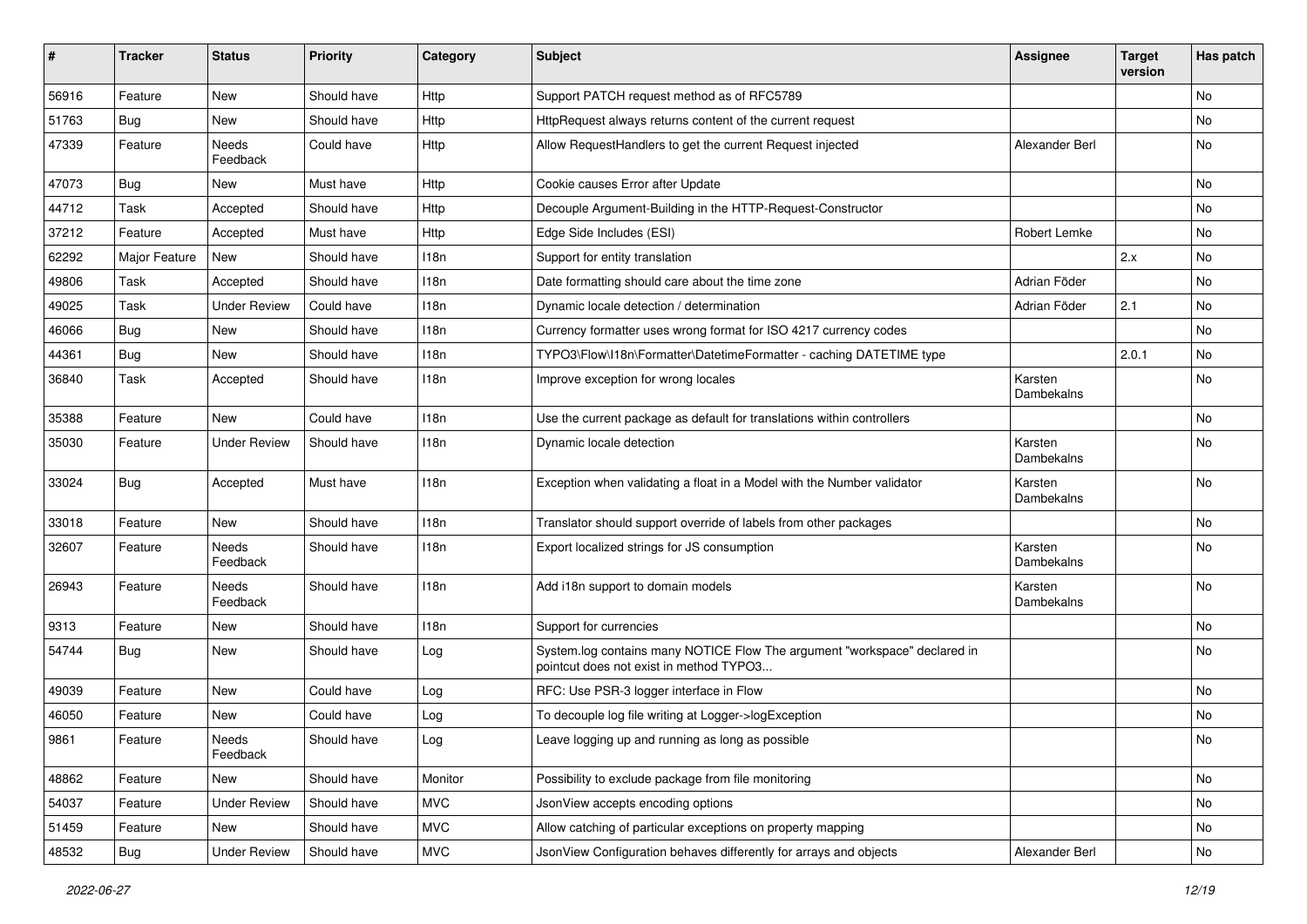| # | Tracker | Status | Priority | Category | Subject | Assignee | Target version | Has patch |
|---|---|---|---|---|---|---|---|---|
| 56916 | Feature | New | Should have | Http | Support PATCH request method as of RFC5789 | | | No |
| 51763 | Bug | New | Should have | Http | HttpRequest always returns content of the current request | | | No |
| 47339 | Feature | Needs Feedback | Could have | Http | Allow RequestHandlers to get the current Request injected | Alexander Berl | | No |
| 47073 | Bug | New | Must have | Http | Cookie causes Error after Update | | | No |
| 44712 | Task | Accepted | Should have | Http | Decouple Argument-Building in the HTTP-Request-Constructor | | | No |
| 37212 | Feature | Accepted | Must have | Http | Edge Side Includes (ESI) | Robert Lemke | | No |
| 62292 | Major Feature | New | Should have | I18n | Support for entity translation | | 2.x | No |
| 49806 | Task | Accepted | Should have | I18n | Date formatting should care about the time zone | Adrian Föder | | No |
| 49025 | Task | Under Review | Could have | I18n | Dynamic locale detection / determination | Adrian Föder | 2.1 | No |
| 46066 | Bug | New | Should have | I18n | Currency formatter uses wrong format for ISO 4217 currency codes | | | No |
| 44361 | Bug | New | Should have | I18n | TYPO3\Flow\I18n\Formatter\DatetimeFormatter - caching DATETIME type | | 2.0.1 | No |
| 36840 | Task | Accepted | Should have | I18n | Improve exception for wrong locales | Karsten Dambekalns | | No |
| 35388 | Feature | New | Could have | I18n | Use the current package as default for translations within controllers | | | No |
| 35030 | Feature | Under Review | Should have | I18n | Dynamic locale detection | Karsten Dambekalns | | No |
| 33024 | Bug | Accepted | Must have | I18n | Exception when validating a float in a Model with the Number validator | Karsten Dambekalns | | No |
| 33018 | Feature | New | Should have | I18n | Translator should support override of labels from other packages | | | No |
| 32607 | Feature | Needs Feedback | Should have | I18n | Export localized strings for JS consumption | Karsten Dambekalns | | No |
| 26943 | Feature | Needs Feedback | Should have | I18n | Add i18n support to domain models | Karsten Dambekalns | | No |
| 9313 | Feature | New | Should have | I18n | Support for currencies | | | No |
| 54744 | Bug | New | Should have | Log | System.log contains many NOTICE Flow The argument "workspace" declared in pointcut does not exist in method TYPO3... | | | No |
| 49039 | Feature | New | Could have | Log | RFC: Use PSR-3 logger interface in Flow | | | No |
| 46050 | Feature | New | Could have | Log | To decouple log file writing at Logger->logException | | | No |
| 9861 | Feature | Needs Feedback | Should have | Log | Leave logging up and running as long as possible | | | No |
| 48862 | Feature | New | Should have | Monitor | Possibility to exclude package from file monitoring | | | No |
| 54037 | Feature | Under Review | Should have | MVC | JsonView accepts encoding options | | | No |
| 51459 | Feature | New | Should have | MVC | Allow catching of particular exceptions on property mapping | | | No |
| 48532 | Bug | Under Review | Should have | MVC | JsonView Configuration behaves differently for arrays and objects | Alexander Berl | | No |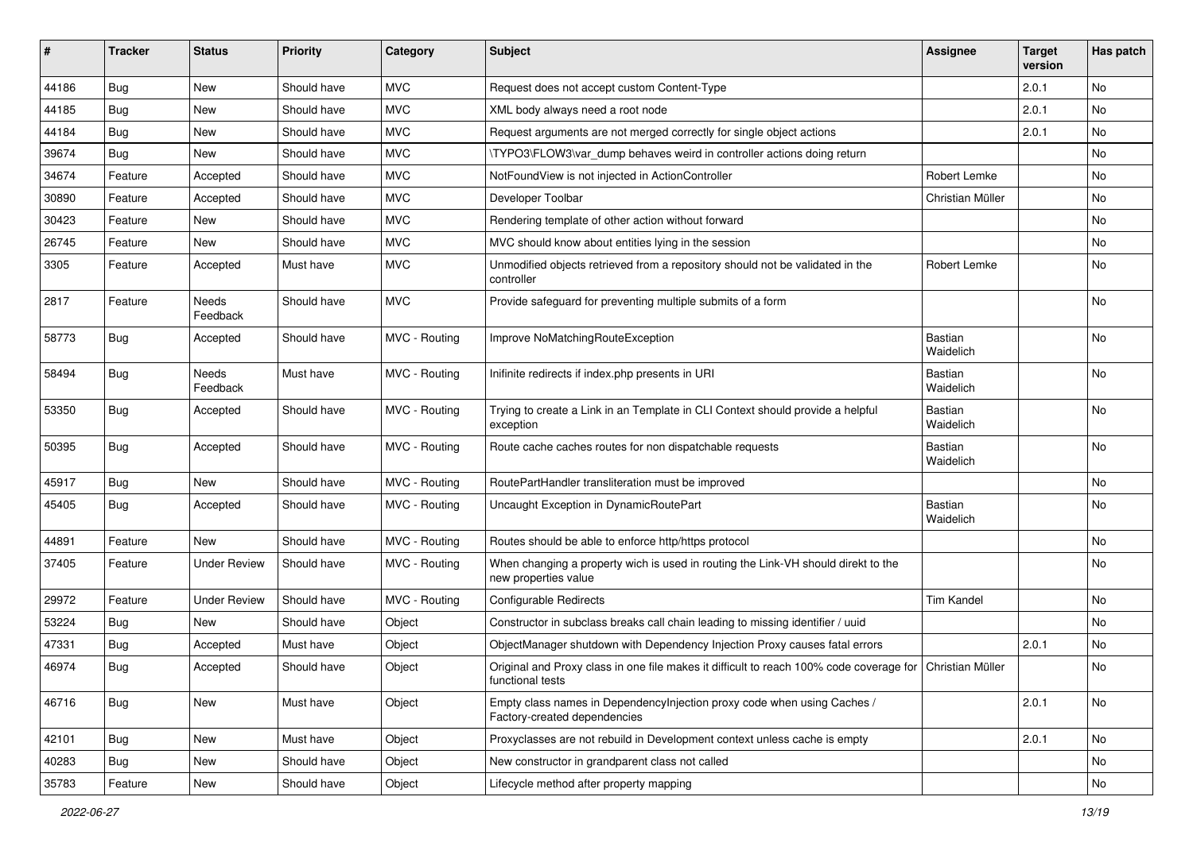| # | Tracker | Status | Priority | Category | Subject | Assignee | Target version | Has patch |
|---|---|---|---|---|---|---|---|---|
| 44186 | Bug | New | Should have | MVC | Request does not accept custom Content-Type | | 2.0.1 | No |
| 44185 | Bug | New | Should have | MVC | XML body always need a root node | | 2.0.1 | No |
| 44184 | Bug | New | Should have | MVC | Request arguments are not merged correctly for single object actions | | 2.0.1 | No |
| 39674 | Bug | New | Should have | MVC | \TYPO3\FLOW3\var_dump behaves weird in controller actions doing return | | | No |
| 34674 | Feature | Accepted | Should have | MVC | NotFoundView is not injected in ActionController | Robert Lemke | | No |
| 30890 | Feature | Accepted | Should have | MVC | Developer Toolbar | Christian Müller | | No |
| 30423 | Feature | New | Should have | MVC | Rendering template of other action without forward | | | No |
| 26745 | Feature | New | Should have | MVC | MVC should know about entities lying in the session | | | No |
| 3305 | Feature | Accepted | Must have | MVC | Unmodified objects retrieved from a repository should not be validated in the controller | Robert Lemke | | No |
| 2817 | Feature | Needs Feedback | Should have | MVC | Provide safeguard for preventing multiple submits of a form | | | No |
| 58773 | Bug | Accepted | Should have | MVC - Routing | Improve NoMatchingRouteException | Bastian Waidelich | | No |
| 58494 | Bug | Needs Feedback | Must have | MVC - Routing | Inifinite redirects if index.php presents in URI | Bastian Waidelich | | No |
| 53350 | Bug | Accepted | Should have | MVC - Routing | Trying to create a Link in an Template in CLI Context should provide a helpful exception | Bastian Waidelich | | No |
| 50395 | Bug | Accepted | Should have | MVC - Routing | Route cache caches routes for non dispatchable requests | Bastian Waidelich | | No |
| 45917 | Bug | New | Should have | MVC - Routing | RoutePartHandler transliteration must be improved | | | No |
| 45405 | Bug | Accepted | Should have | MVC - Routing | Uncaught Exception in DynamicRoutePart | Bastian Waidelich | | No |
| 44891 | Feature | New | Should have | MVC - Routing | Routes should be able to enforce http/https protocol | | | No |
| 37405 | Feature | Under Review | Should have | MVC - Routing | When changing a property wich is used in routing the Link-VH should direkt to the new properties value | | | No |
| 29972 | Feature | Under Review | Should have | MVC - Routing | Configurable Redirects | Tim Kandel | | No |
| 53224 | Bug | New | Should have | Object | Constructor in subclass breaks call chain leading to missing identifier / uuid | | | No |
| 47331 | Bug | Accepted | Must have | Object | ObjectManager shutdown with Dependency Injection Proxy causes fatal errors | | 2.0.1 | No |
| 46974 | Bug | Accepted | Should have | Object | Original and Proxy class in one file makes it difficult to reach 100% code coverage for functional tests | Christian Müller | | No |
| 46716 | Bug | New | Must have | Object | Empty class names in DependencyInjection proxy code when using Caches / Factory-created dependencies | | 2.0.1 | No |
| 42101 | Bug | New | Must have | Object | Proxyclasses are not rebuild in Development context unless cache is empty | | 2.0.1 | No |
| 40283 | Bug | New | Should have | Object | New constructor in grandparent class not called | | | No |
| 35783 | Feature | New | Should have | Object | Lifecycle method after property mapping | | | No |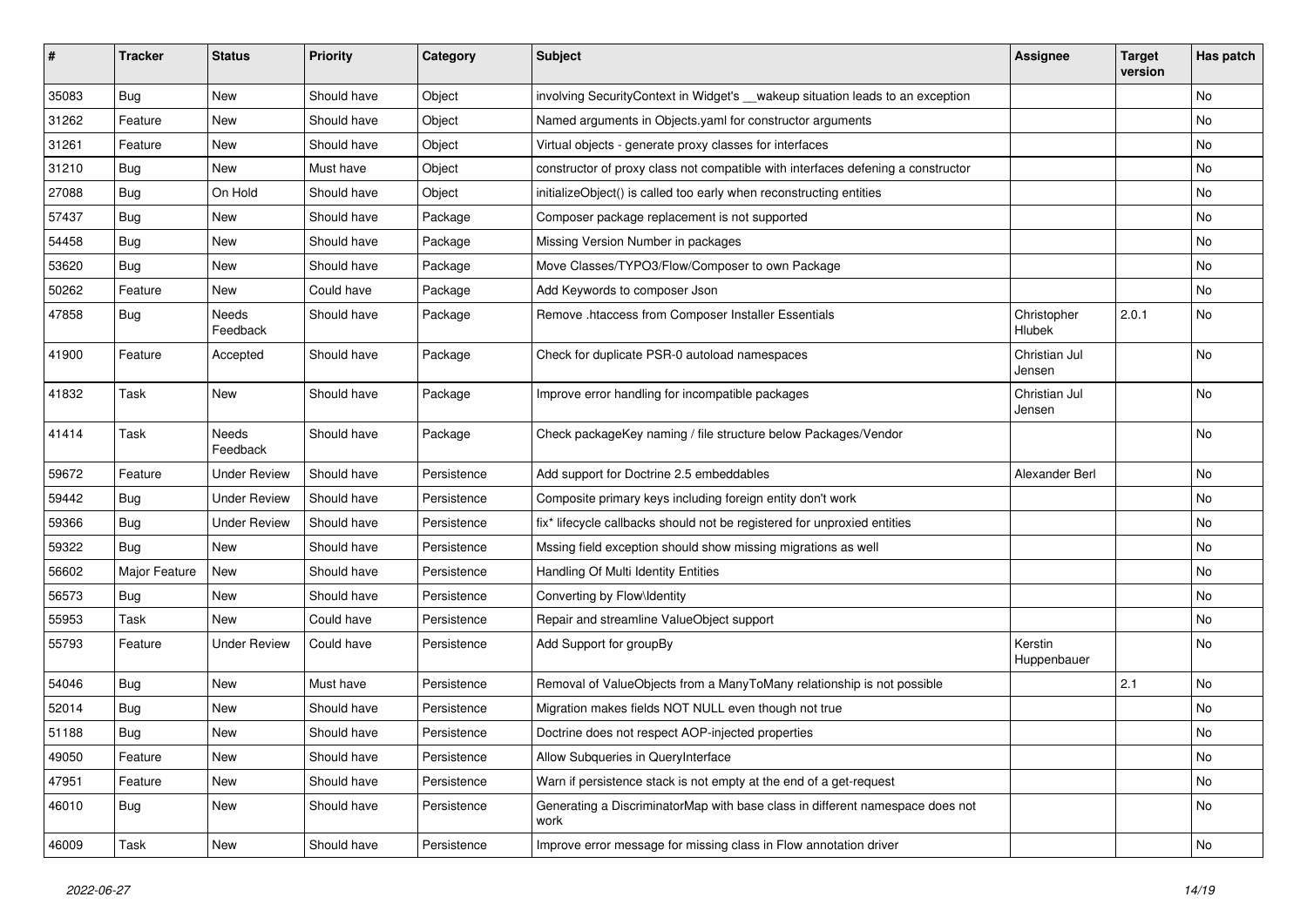| # | Tracker | Status | Priority | Category | Subject | Assignee | Target version | Has patch |
|---|---|---|---|---|---|---|---|---|
| 35083 | Bug | New | Should have | Object | involving SecurityContext in Widget's __wakeup situation leads to an exception | | | No |
| 31262 | Feature | New | Should have | Object | Named arguments in Objects.yaml for constructor arguments | | | No |
| 31261 | Feature | New | Should have | Object | Virtual objects - generate proxy classes for interfaces | | | No |
| 31210 | Bug | New | Must have | Object | constructor of proxy class not compatible with interfaces defening a constructor | | | No |
| 27088 | Bug | On Hold | Should have | Object | initializeObject() is called too early when reconstructing entities | | | No |
| 57437 | Bug | New | Should have | Package | Composer package replacement is not supported | | | No |
| 54458 | Bug | New | Should have | Package | Missing Version Number in packages | | | No |
| 53620 | Bug | New | Should have | Package | Move Classes/TYPO3/Flow/Composer to own Package | | | No |
| 50262 | Feature | New | Could have | Package | Add Keywords to composer Json | | | No |
| 47858 | Bug | Needs Feedback | Should have | Package | Remove .htaccess from Composer Installer Essentials | Christopher Hlubek | 2.0.1 | No |
| 41900 | Feature | Accepted | Should have | Package | Check for duplicate PSR-0 autoload namespaces | Christian Jul Jensen | | No |
| 41832 | Task | New | Should have | Package | Improve error handling for incompatible packages | Christian Jul Jensen | | No |
| 41414 | Task | Needs Feedback | Should have | Package | Check packageKey naming / file structure below Packages/Vendor | | | No |
| 59672 | Feature | Under Review | Should have | Persistence | Add support for Doctrine 2.5 embeddables | Alexander Berl | | No |
| 59442 | Bug | Under Review | Should have | Persistence | Composite primary keys including foreign entity don't work | | | No |
| 59366 | Bug | Under Review | Should have | Persistence | fix* lifecycle callbacks should not be registered for unproxied entities | | | No |
| 59322 | Bug | New | Should have | Persistence | Mssing field exception should show missing migrations as well | | | No |
| 56602 | Major Feature | New | Should have | Persistence | Handling Of Multi Identity Entities | | | No |
| 56573 | Bug | New | Should have | Persistence | Converting by Flow\Identity | | | No |
| 55953 | Task | New | Could have | Persistence | Repair and streamline ValueObject support | | | No |
| 55793 | Feature | Under Review | Could have | Persistence | Add Support for groupBy | Kerstin Huppenbauer | | No |
| 54046 | Bug | New | Must have | Persistence | Removal of ValueObjects from a ManyToMany relationship is not possible | | 2.1 | No |
| 52014 | Bug | New | Should have | Persistence | Migration makes fields NOT NULL even though not true | | | No |
| 51188 | Bug | New | Should have | Persistence | Doctrine does not respect AOP-injected properties | | | No |
| 49050 | Feature | New | Should have | Persistence | Allow Subqueries in QueryInterface | | | No |
| 47951 | Feature | New | Should have | Persistence | Warn if persistence stack is not empty at the end of a get-request | | | No |
| 46010 | Bug | New | Should have | Persistence | Generating a DiscriminatorMap with base class in different namespace does not work | | | No |
| 46009 | Task | New | Should have | Persistence | Improve error message for missing class in Flow annotation driver | | | No |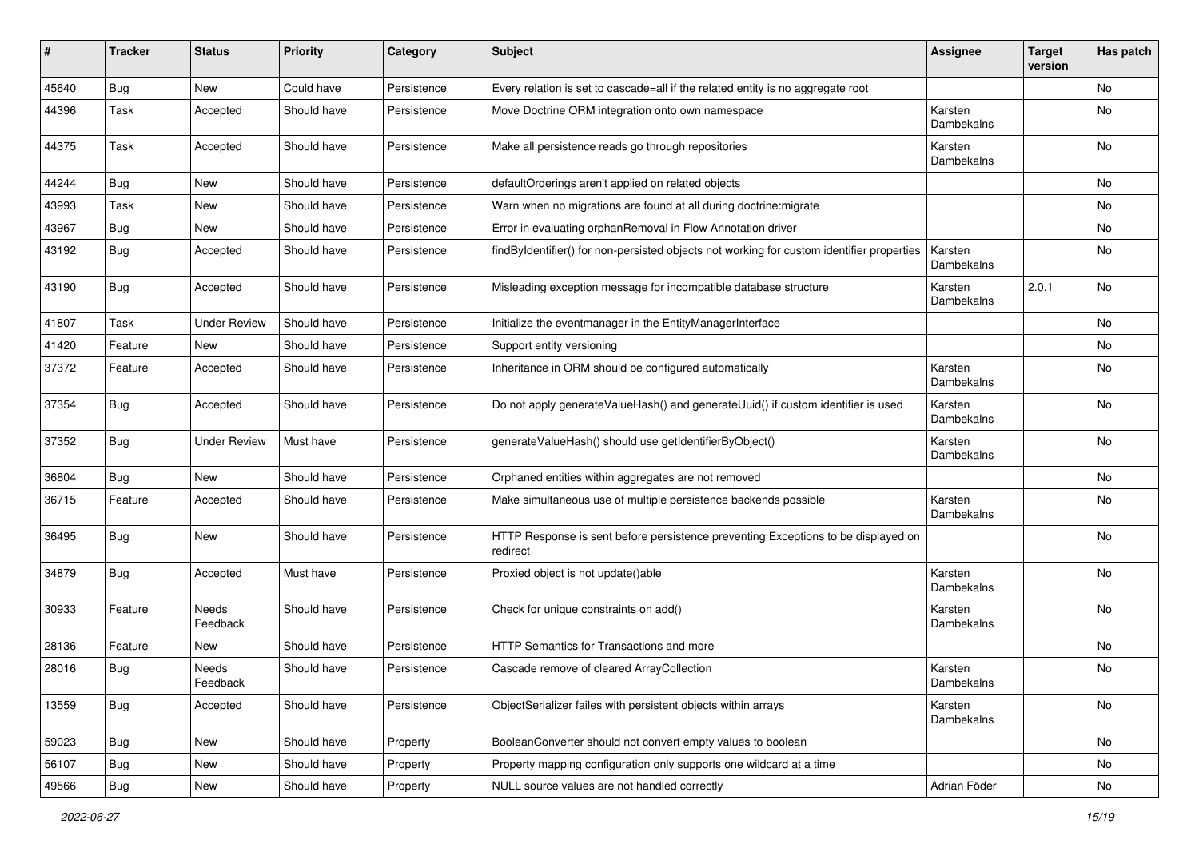| # | Tracker | Status | Priority | Category | Subject | Assignee | Target version | Has patch |
|---|---|---|---|---|---|---|---|---|
| 45640 | Bug | New | Could have | Persistence | Every relation is set to cascade=all if the related entity is no aggregate root | | | No |
| 44396 | Task | Accepted | Should have | Persistence | Move Doctrine ORM integration onto own namespace | Karsten Dambekalns | | No |
| 44375 | Task | Accepted | Should have | Persistence | Make all persistence reads go through repositories | Karsten Dambekalns | | No |
| 44244 | Bug | New | Should have | Persistence | defaultOrderings aren't applied on related objects | | | No |
| 43993 | Task | New | Should have | Persistence | Warn when no migrations are found at all during doctrine:migrate | | | No |
| 43967 | Bug | New | Should have | Persistence | Error in evaluating orphanRemoval in Flow Annotation driver | | | No |
| 43192 | Bug | Accepted | Should have | Persistence | findByIdentifier() for non-persisted objects not working for custom identifier properties | Karsten Dambekalns | | No |
| 43190 | Bug | Accepted | Should have | Persistence | Misleading exception message for incompatible database structure | Karsten Dambekalns | 2.0.1 | No |
| 41807 | Task | Under Review | Should have | Persistence | Initialize the eventmanager in the EntityManagerInterface | | | No |
| 41420 | Feature | New | Should have | Persistence | Support entity versioning | | | No |
| 37372 | Feature | Accepted | Should have | Persistence | Inheritance in ORM should be configured automatically | Karsten Dambekalns | | No |
| 37354 | Bug | Accepted | Should have | Persistence | Do not apply generateValueHash() and generateUuid() if custom identifier is used | Karsten Dambekalns | | No |
| 37352 | Bug | Under Review | Must have | Persistence | generateValueHash() should use getIdentifierByObject() | Karsten Dambekalns | | No |
| 36804 | Bug | New | Should have | Persistence | Orphaned entities within aggregates are not removed | | | No |
| 36715 | Feature | Accepted | Should have | Persistence | Make simultaneous use of multiple persistence backends possible | Karsten Dambekalns | | No |
| 36495 | Bug | New | Should have | Persistence | HTTP Response is sent before persistence preventing Exceptions to be displayed on redirect | | | No |
| 34879 | Bug | Accepted | Must have | Persistence | Proxied object is not update()able | Karsten Dambekalns | | No |
| 30933 | Feature | Needs Feedback | Should have | Persistence | Check for unique constraints on add() | Karsten Dambekalns | | No |
| 28136 | Feature | New | Should have | Persistence | HTTP Semantics for Transactions and more | | | No |
| 28016 | Bug | Needs Feedback | Should have | Persistence | Cascade remove of cleared ArrayCollection | Karsten Dambekalns | | No |
| 13559 | Bug | Accepted | Should have | Persistence | ObjectSerializer failes with persistent objects within arrays | Karsten Dambekalns | | No |
| 59023 | Bug | New | Should have | Property | BooleanConverter should not convert empty values to boolean | | | No |
| 56107 | Bug | New | Should have | Property | Property mapping configuration only supports one wildcard at a time | | | No |
| 49566 | Bug | New | Should have | Property | NULL source values are not handled correctly | Adrian Föder | | No |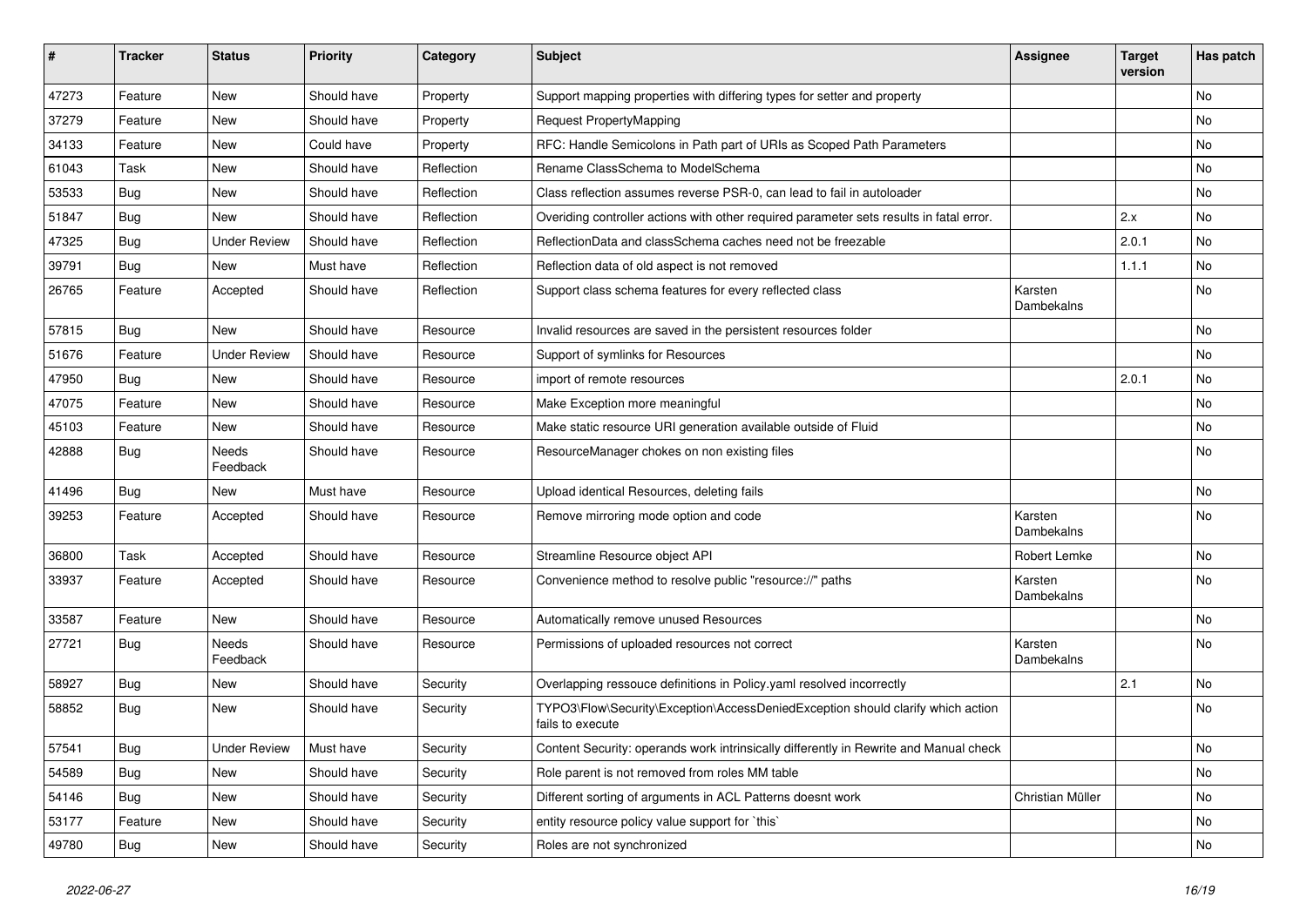| # | Tracker | Status | Priority | Category | Subject | Assignee | Target version | Has patch |
|---|---|---|---|---|---|---|---|---|
| 47273 | Feature | New | Should have | Property | Support mapping properties with differing types for setter and property | | | No |
| 37279 | Feature | New | Should have | Property | Request PropertyMapping | | | No |
| 34133 | Feature | New | Could have | Property | RFC: Handle Semicolons in Path part of URIs as Scoped Path Parameters | | | No |
| 61043 | Task | New | Should have | Reflection | Rename ClassSchema to ModelSchema | | | No |
| 53533 | Bug | New | Should have | Reflection | Class reflection assumes reverse PSR-0, can lead to fail in autoloader | | | No |
| 51847 | Bug | New | Should have | Reflection | Overiding controller actions with other required parameter sets results in fatal error. | | 2.x | No |
| 47325 | Bug | Under Review | Should have | Reflection | ReflectionData and classSchema caches need not be freezable | | 2.0.1 | No |
| 39791 | Bug | New | Must have | Reflection | Reflection data of old aspect is not removed | | 1.1.1 | No |
| 26765 | Feature | Accepted | Should have | Reflection | Support class schema features for every reflected class | Karsten Dambekalns | | No |
| 57815 | Bug | New | Should have | Resource | Invalid resources are saved in the persistent resources folder | | | No |
| 51676 | Feature | Under Review | Should have | Resource | Support of symlinks for Resources | | | No |
| 47950 | Bug | New | Should have | Resource | import of remote resources | | 2.0.1 | No |
| 47075 | Feature | New | Should have | Resource | Make Exception more meaningful | | | No |
| 45103 | Feature | New | Should have | Resource | Make static resource URI generation available outside of Fluid | | | No |
| 42888 | Bug | Needs Feedback | Should have | Resource | ResourceManager chokes on non existing files | | | No |
| 41496 | Bug | New | Must have | Resource | Upload identical Resources, deleting fails | | | No |
| 39253 | Feature | Accepted | Should have | Resource | Remove mirroring mode option and code | Karsten Dambekalns | | No |
| 36800 | Task | Accepted | Should have | Resource | Streamline Resource object API | Robert Lemke | | No |
| 33937 | Feature | Accepted | Should have | Resource | Convenience method to resolve public "resource://" paths | Karsten Dambekalns | | No |
| 33587 | Feature | New | Should have | Resource | Automatically remove unused Resources | | | No |
| 27721 | Bug | Needs Feedback | Should have | Resource | Permissions of uploaded resources not correct | Karsten Dambekalns | | No |
| 58927 | Bug | New | Should have | Security | Overlapping ressouce definitions in Policy.yaml resolved incorrectly | | 2.1 | No |
| 58852 | Bug | New | Should have | Security | TYPO3\Flow\Security\Exception\AccessDeniedException should clarify which action fails to execute | | | No |
| 57541 | Bug | Under Review | Must have | Security | Content Security: operands work intrinsically differently in Rewrite and Manual check | | | No |
| 54589 | Bug | New | Should have | Security | Role parent is not removed from roles MM table | | | No |
| 54146 | Bug | New | Should have | Security | Different sorting of arguments in ACL Patterns doesnt work | Christian Müller | | No |
| 53177 | Feature | New | Should have | Security | entity resource policy value support for `this` | | | No |
| 49780 | Bug | New | Should have | Security | Roles are not synchronized | | | No |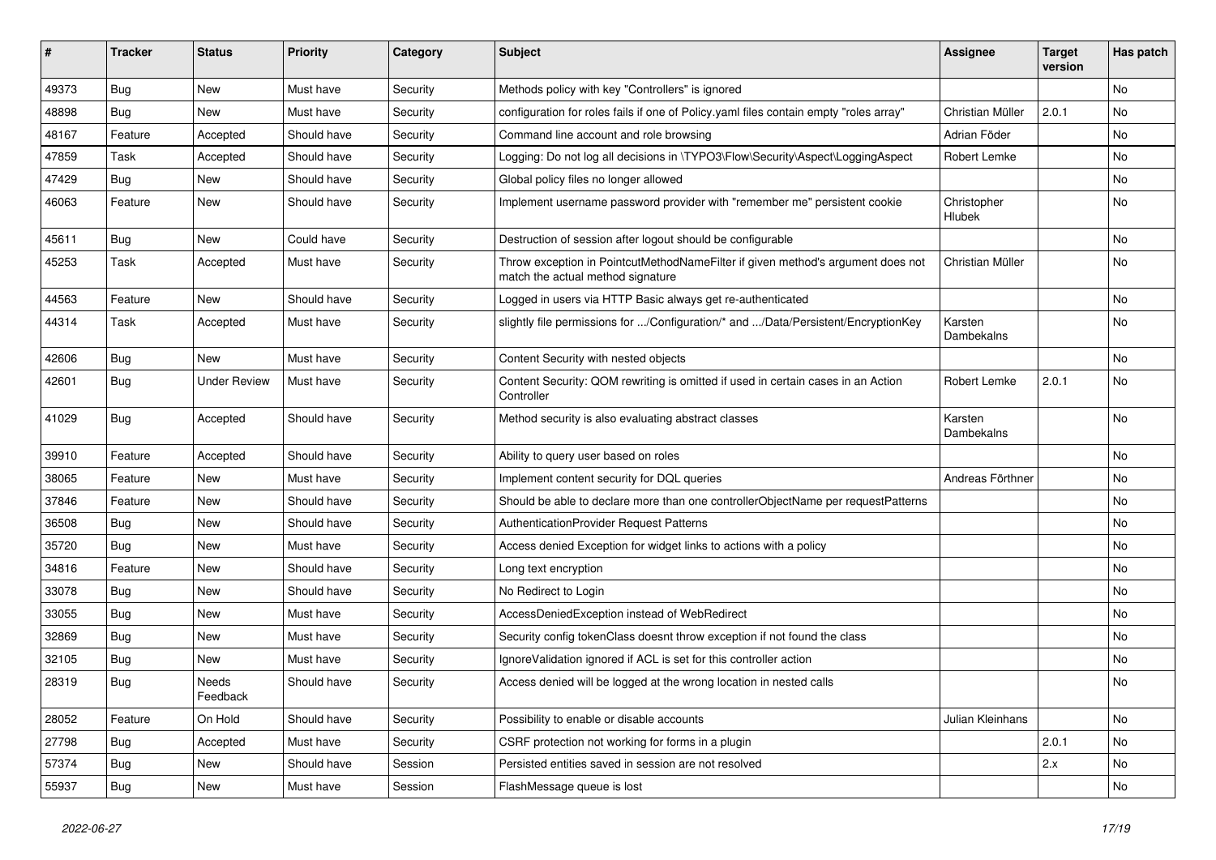| # | Tracker | Status | Priority | Category | Subject | Assignee | Target version | Has patch |
|---|---|---|---|---|---|---|---|---|
| 49373 | Bug | New | Must have | Security | Methods policy with key "Controllers" is ignored | | | No |
| 48898 | Bug | New | Must have | Security | configuration for roles fails if one of Policy.yaml files contain empty "roles array" | Christian Müller | 2.0.1 | No |
| 48167 | Feature | Accepted | Should have | Security | Command line account and role browsing | Adrian Föder | | No |
| 47859 | Task | Accepted | Should have | Security | Logging: Do not log all decisions in \TYPO3\Flow\Security\Aspect\LoggingAspect | Robert Lemke | | No |
| 47429 | Bug | New | Should have | Security | Global policy files no longer allowed | | | No |
| 46063 | Feature | New | Should have | Security | Implement username password provider with "remember me" persistent cookie | Christopher Hlubek | | No |
| 45611 | Bug | New | Could have | Security | Destruction of session after logout should be configurable | | | No |
| 45253 | Task | Accepted | Must have | Security | Throw exception in PointcutMethodNameFilter if given method's argument does not match the actual method signature | Christian Müller | | No |
| 44563 | Feature | New | Should have | Security | Logged in users via HTTP Basic always get re-authenticated | | | No |
| 44314 | Task | Accepted | Must have | Security | slightly file permissions for .../Configuration/* and .../Data/Persistent/EncryptionKey | Karsten Dambekalns | | No |
| 42606 | Bug | New | Must have | Security | Content Security with nested objects | | | No |
| 42601 | Bug | Under Review | Must have | Security | Content Security: QOM rewriting is omitted if used in certain cases in an Action Controller | Robert Lemke | 2.0.1 | No |
| 41029 | Bug | Accepted | Should have | Security | Method security is also evaluating abstract classes | Karsten Dambekalns | | No |
| 39910 | Feature | Accepted | Should have | Security | Ability to query user based on roles | | | No |
| 38065 | Feature | New | Must have | Security | Implement content security for DQL queries | Andreas Förthner | | No |
| 37846 | Feature | New | Should have | Security | Should be able to declare more than one controllerObjectName per requestPatterns | | | No |
| 36508 | Bug | New | Should have | Security | AuthenticationProvider Request Patterns | | | No |
| 35720 | Bug | New | Must have | Security | Access denied Exception for widget links to actions with a policy | | | No |
| 34816 | Feature | New | Should have | Security | Long text encryption | | | No |
| 33078 | Bug | New | Should have | Security | No Redirect to Login | | | No |
| 33055 | Bug | New | Must have | Security | AccessDeniedException instead of WebRedirect | | | No |
| 32869 | Bug | New | Must have | Security | Security config tokenClass doesnt throw exception if not found the class | | | No |
| 32105 | Bug | New | Must have | Security | IgnoreValidation ignored if ACL is set for this controller action | | | No |
| 28319 | Bug | Needs Feedback | Should have | Security | Access denied will be logged at the wrong location in nested calls | | | No |
| 28052 | Feature | On Hold | Should have | Security | Possibility to enable or disable accounts | Julian Kleinhans | | No |
| 27798 | Bug | Accepted | Must have | Security | CSRF protection not working for forms in a plugin | | 2.0.1 | No |
| 57374 | Bug | New | Should have | Session | Persisted entities saved in session are not resolved | | 2.x | No |
| 55937 | Bug | New | Must have | Session | FlashMessage queue is lost | | | No |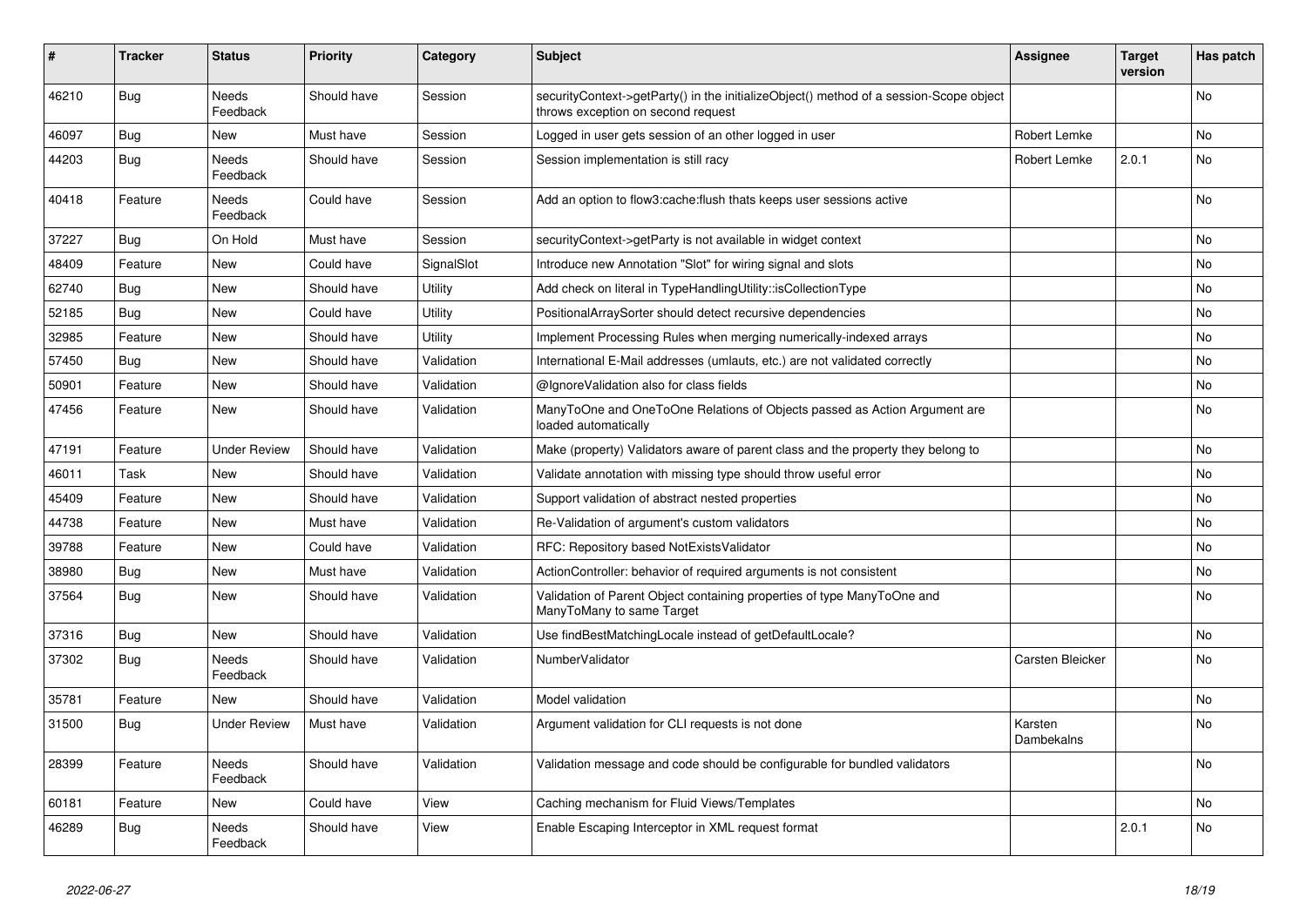| # | Tracker | Status | Priority | Category | Subject | Assignee | Target version | Has patch |
|---|---|---|---|---|---|---|---|---|
| 46210 | Bug | Needs Feedback | Should have | Session | securityContext->getParty() in the initializeObject() method of a session-Scope object throws exception on second request | | | No |
| 46097 | Bug | New | Must have | Session | Logged in user gets session of an other logged in user | Robert Lemke | | No |
| 44203 | Bug | Needs Feedback | Should have | Session | Session implementation is still racy | Robert Lemke | 2.0.1 | No |
| 40418 | Feature | Needs Feedback | Could have | Session | Add an option to flow3:cache:flush thats keeps user sessions active | | | No |
| 37227 | Bug | On Hold | Must have | Session | securityContext->getParty is not available in widget context | | | No |
| 48409 | Feature | New | Could have | SignalSlot | Introduce new Annotation "Slot" for wiring signal and slots | | | No |
| 62740 | Bug | New | Should have | Utility | Add check on literal in TypeHandlingUtility::isCollectionType | | | No |
| 52185 | Bug | New | Could have | Utility | PositionalArraySorter should detect recursive dependencies | | | No |
| 32985 | Feature | New | Should have | Utility | Implement Processing Rules when merging numerically-indexed arrays | | | No |
| 57450 | Bug | New | Should have | Validation | International E-Mail addresses (umlauts, etc.) are not validated correctly | | | No |
| 50901 | Feature | New | Should have | Validation | @IgnoreValidation also for class fields | | | No |
| 47456 | Feature | New | Should have | Validation | ManyToOne and OneToOne Relations of Objects passed as Action Argument are loaded automatically | | | No |
| 47191 | Feature | Under Review | Should have | Validation | Make (property) Validators aware of parent class and the property they belong to | | | No |
| 46011 | Task | New | Should have | Validation | Validate annotation with missing type should throw useful error | | | No |
| 45409 | Feature | New | Should have | Validation | Support validation of abstract nested properties | | | No |
| 44738 | Feature | New | Must have | Validation | Re-Validation of argument's custom validators | | | No |
| 39788 | Feature | New | Could have | Validation | RFC: Repository based NotExistsValidator | | | No |
| 38980 | Bug | New | Must have | Validation | ActionController: behavior of required arguments is not consistent | | | No |
| 37564 | Bug | New | Should have | Validation | Validation of Parent Object containing properties of type ManyToOne and ManyToMany to same Target | | | No |
| 37316 | Bug | New | Should have | Validation | Use findBestMatchingLocale instead of getDefaultLocale? | | | No |
| 37302 | Bug | Needs Feedback | Should have | Validation | NumberValidator | Carsten Bleicker | | No |
| 35781 | Feature | New | Should have | Validation | Model validation | | | No |
| 31500 | Bug | Under Review | Must have | Validation | Argument validation for CLI requests is not done | Karsten Dambekalns | | No |
| 28399 | Feature | Needs Feedback | Should have | Validation | Validation message and code should be configurable for bundled validators | | | No |
| 60181 | Feature | New | Could have | View | Caching mechanism for Fluid Views/Templates | | | No |
| 46289 | Bug | Needs Feedback | Should have | View | Enable Escaping Interceptor in XML request format | | 2.0.1 | No |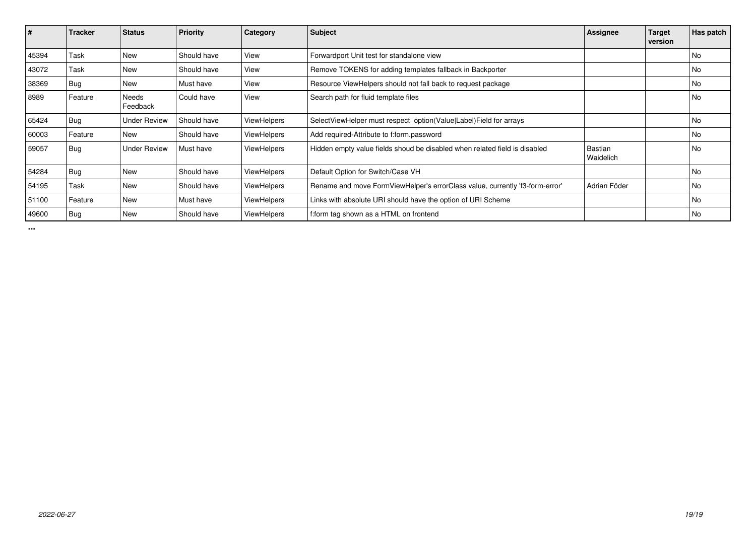| # | Tracker | Status | Priority | Category | Subject | Assignee | Target version | Has patch |
|---|---|---|---|---|---|---|---|---|
| 45394 | Task | New | Should have | View | Forwardport Unit test for standalone view | | | No |
| 43072 | Task | New | Should have | View | Remove TOKENS for adding templates fallback in Backporter | | | No |
| 38369 | Bug | New | Must have | View | Resource ViewHelpers should not fall back to request package | | | No |
| 8989 | Feature | Needs Feedback | Could have | View | Search path for fluid template files | | | No |
| 65424 | Bug | Under Review | Should have | ViewHelpers | SelectViewHelper must respect option(Value\|Label)Field for arrays | | | No |
| 60003 | Feature | New | Should have | ViewHelpers | Add required-Attribute to f:form.password | | | No |
| 59057 | Bug | Under Review | Must have | ViewHelpers | Hidden empty value fields shoud be disabled when related field is disabled | Bastian Waidelich | | No |
| 54284 | Bug | New | Should have | ViewHelpers | Default Option for Switch/Case VH | | | No |
| 54195 | Task | New | Should have | ViewHelpers | Rename and move FormViewHelper's errorClass value, currently 'f3-form-error' | Adrian Föder | | No |
| 51100 | Feature | New | Must have | ViewHelpers | Links with absolute URI should have the option of URI Scheme | | | No |
| 49600 | Bug | New | Should have | ViewHelpers | f:form tag shown as a HTML on frontend | | | No |

...

*2022-06-27*